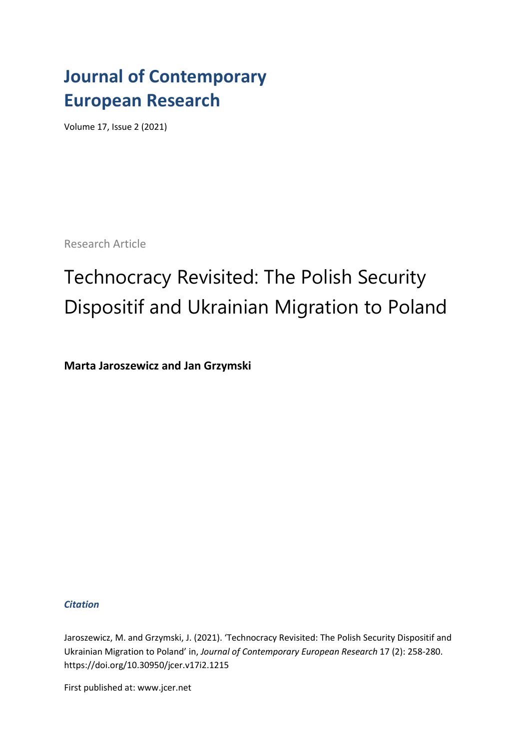# Journal of Contemporary European Research

Volume 17, Issue 2 (2021)

Research Article

## Technocracy Revisited: The Polish Security Dispositif and Ukrainian Migration to Poland

**Marta Jaroszewicz and Jan Grzymski**

***Citation***

Jaroszewicz, M. and Grzymski, J. (2021). 'Technocracy Revisited: The Polish Security Dispositif and Ukrainian Migration to Poland' in, *Journal of Contemporary European Research* 17 (2): 258-280. https://doi.org/10.30950/jcer.v17i2.1215

First published at: www.jcer.net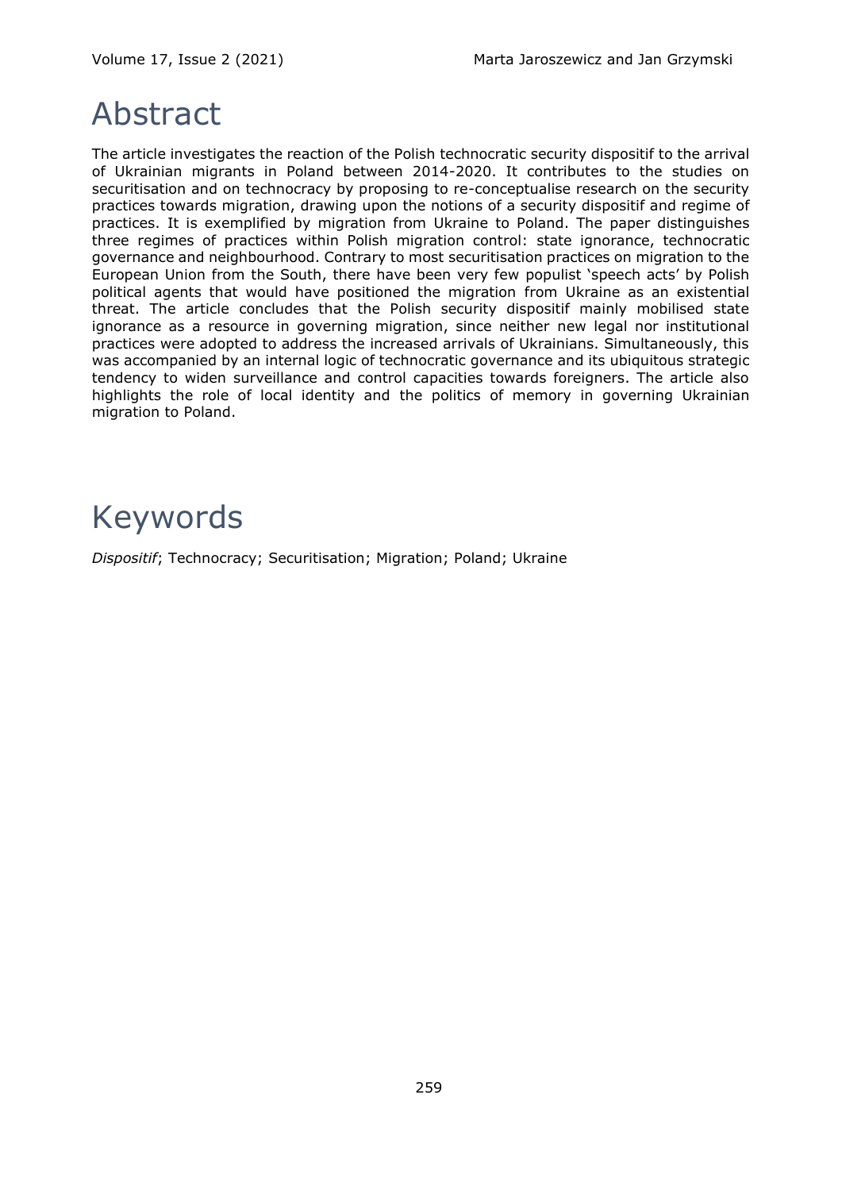# Abstract

The article investigates the reaction of the Polish technocratic security dispositif to the arrival of Ukrainian migrants in Poland between 2014-2020. It contributes to the studies on securitisation and on technocracy by proposing to re-conceptualise research on the security practices towards migration, drawing upon the notions of a security dispositif and regime of practices. It is exemplified by migration from Ukraine to Poland. The paper distinguishes three regimes of practices within Polish migration control: state ignorance, technocratic governance and neighbourhood. Contrary to most securitisation practices on migration to the European Union from the South, there have been very few populist 'speech acts' by Polish political agents that would have positioned the migration from Ukraine as an existential threat. The article concludes that the Polish security dispositif mainly mobilised state ignorance as a resource in governing migration, since neither new legal nor institutional practices were adopted to address the increased arrivals of Ukrainians. Simultaneously, this was accompanied by an internal logic of technocratic governance and its ubiquitous strategic tendency to widen surveillance and control capacities towards foreigners. The article also highlights the role of local identity and the politics of memory in governing Ukrainian migration to Poland.

# Keywords

*Dispositif*; Technocracy; Securitisation; Migration; Poland; Ukraine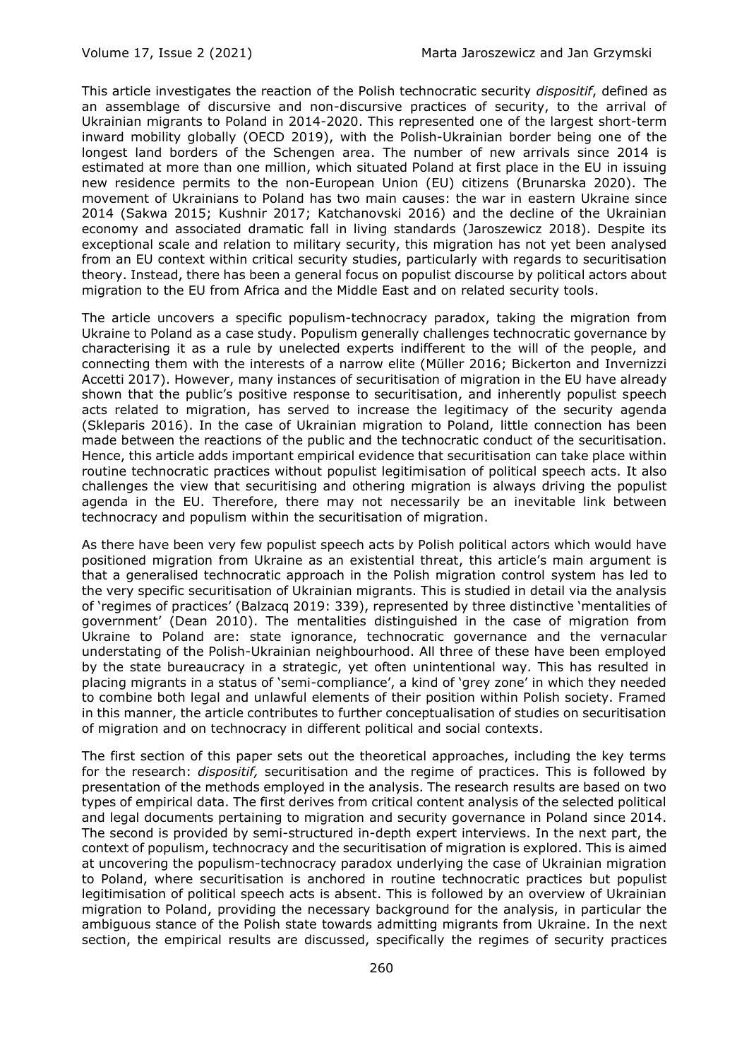This article investigates the reaction of the Polish technocratic security *dispositif*, defined as an assemblage of discursive and non-discursive practices of security, to the arrival of Ukrainian migrants to Poland in 2014-2020. This represented one of the largest short-term inward mobility globally (OECD 2019), with the Polish-Ukrainian border being one of the longest land borders of the Schengen area. The number of new arrivals since 2014 is estimated at more than one million, which situated Poland at first place in the EU in issuing new residence permits to the non-European Union (EU) citizens (Brunarska 2020). The movement of Ukrainians to Poland has two main causes: the war in eastern Ukraine since 2014 (Sakwa 2015; Kushnir 2017; Katchanovski 2016) and the decline of the Ukrainian economy and associated dramatic fall in living standards (Jaroszewicz 2018). Despite its exceptional scale and relation to military security, this migration has not yet been analysed from an EU context within critical security studies, particularly with regards to securitisation theory. Instead, there has been a general focus on populist discourse by political actors about migration to the EU from Africa and the Middle East and on related security tools.

The article uncovers a specific populism-technocracy paradox, taking the migration from Ukraine to Poland as a case study. Populism generally challenges technocratic governance by characterising it as a rule by unelected experts indifferent to the will of the people, and connecting them with the interests of a narrow elite (Müller 2016; Bickerton and Invernizzi Accetti 2017). However, many instances of securitisation of migration in the EU have already shown that the public's positive response to securitisation, and inherently populist speech acts related to migration, has served to increase the legitimacy of the security agenda (Skleparis 2016). In the case of Ukrainian migration to Poland, little connection has been made between the reactions of the public and the technocratic conduct of the securitisation. Hence, this article adds important empirical evidence that securitisation can take place within routine technocratic practices without populist legitimisation of political speech acts. It also challenges the view that securitising and othering migration is always driving the populist agenda in the EU. Therefore, there may not necessarily be an inevitable link between technocracy and populism within the securitisation of migration.

As there have been very few populist speech acts by Polish political actors which would have positioned migration from Ukraine as an existential threat, this article's main argument is that a generalised technocratic approach in the Polish migration control system has led to the very specific securitisation of Ukrainian migrants. This is studied in detail via the analysis of 'regimes of practices' (Balzacq 2019: 339), represented by three distinctive 'mentalities of government' (Dean 2010). The mentalities distinguished in the case of migration from Ukraine to Poland are: state ignorance, technocratic governance and the vernacular understating of the Polish-Ukrainian neighbourhood. All three of these have been employed by the state bureaucracy in a strategic, yet often unintentional way. This has resulted in placing migrants in a status of 'semi-compliance', a kind of 'grey zone' in which they needed to combine both legal and unlawful elements of their position within Polish society. Framed in this manner, the article contributes to further conceptualisation of studies on securitisation of migration and on technocracy in different political and social contexts.

The first section of this paper sets out the theoretical approaches, including the key terms for the research: *dispositif,* securitisation and the regime of practices. This is followed by presentation of the methods employed in the analysis. The research results are based on two types of empirical data. The first derives from critical content analysis of the selected political and legal documents pertaining to migration and security governance in Poland since 2014. The second is provided by semi-structured in-depth expert interviews. In the next part, the context of populism, technocracy and the securitisation of migration is explored. This is aimed at uncovering the populism-technocracy paradox underlying the case of Ukrainian migration to Poland, where securitisation is anchored in routine technocratic practices but populist legitimisation of political speech acts is absent. This is followed by an overview of Ukrainian migration to Poland, providing the necessary background for the analysis, in particular the ambiguous stance of the Polish state towards admitting migrants from Ukraine. In the next section, the empirical results are discussed, specifically the regimes of security practices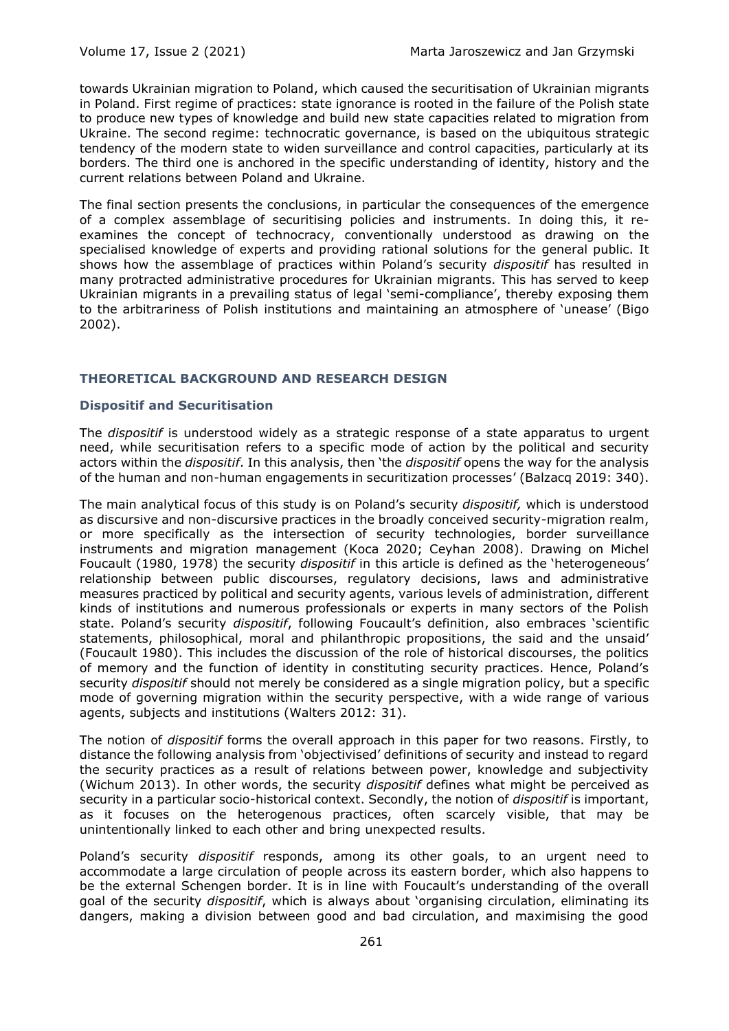towards Ukrainian migration to Poland, which caused the securitisation of Ukrainian migrants in Poland. First regime of practices: state ignorance is rooted in the failure of the Polish state to produce new types of knowledge and build new state capacities related to migration from Ukraine. The second regime: technocratic governance, is based on the ubiquitous strategic tendency of the modern state to widen surveillance and control capacities, particularly at its borders. The third one is anchored in the specific understanding of identity, history and the current relations between Poland and Ukraine.

The final section presents the conclusions, in particular the consequences of the emergence of a complex assemblage of securitising policies and instruments. In doing this, it re-examines the concept of technocracy, conventionally understood as drawing on the specialised knowledge of experts and providing rational solutions for the general public. It shows how the assemblage of practices within Poland's security *dispositif* has resulted in many protracted administrative procedures for Ukrainian migrants. This has served to keep Ukrainian migrants in a prevailing status of legal 'semi-compliance', thereby exposing them to the arbitrariness of Polish institutions and maintaining an atmosphere of 'unease' (Bigo 2002).

## THEORETICAL BACKGROUND AND RESEARCH DESIGN

### Dispositif and Securitisation

The *dispositif* is understood widely as a strategic response of a state apparatus to urgent need, while securitisation refers to a specific mode of action by the political and security actors within the *dispositif*. In this analysis, then 'the *dispositif* opens the way for the analysis of the human and non-human engagements in securitization processes' (Balzacq 2019: 340).

The main analytical focus of this study is on Poland's security *dispositif,* which is understood as discursive and non-discursive practices in the broadly conceived security-migration realm, or more specifically as the intersection of security technologies, border surveillance instruments and migration management (Koca 2020; Ceyhan 2008). Drawing on Michel Foucault (1980, 1978) the security *dispositif* in this article is defined as the 'heterogeneous' relationship between public discourses, regulatory decisions, laws and administrative measures practiced by political and security agents, various levels of administration, different kinds of institutions and numerous professionals or experts in many sectors of the Polish state. Poland's security *dispositif*, following Foucault's definition, also embraces 'scientific statements, philosophical, moral and philanthropic propositions, the said and the unsaid' (Foucault 1980). This includes the discussion of the role of historical discourses, the politics of memory and the function of identity in constituting security practices. Hence, Poland's security *dispositif* should not merely be considered as a single migration policy, but a specific mode of governing migration within the security perspective, with a wide range of various agents, subjects and institutions (Walters 2012: 31).

The notion of *dispositif* forms the overall approach in this paper for two reasons. Firstly, to distance the following analysis from 'objectivised' definitions of security and instead to regard the security practices as a result of relations between power, knowledge and subjectivity (Wichum 2013). In other words, the security *dispositif* defines what might be perceived as security in a particular socio-historical context. Secondly, the notion of *dispositif* is important, as it focuses on the heterogenous practices, often scarcely visible, that may be unintentionally linked to each other and bring unexpected results.

Poland's security *dispositif* responds, among its other goals, to an urgent need to accommodate a large circulation of people across its eastern border, which also happens to be the external Schengen border. It is in line with Foucault's understanding of the overall goal of the security *dispositif*, which is always about 'organising circulation, eliminating its dangers, making a division between good and bad circulation, and maximising the good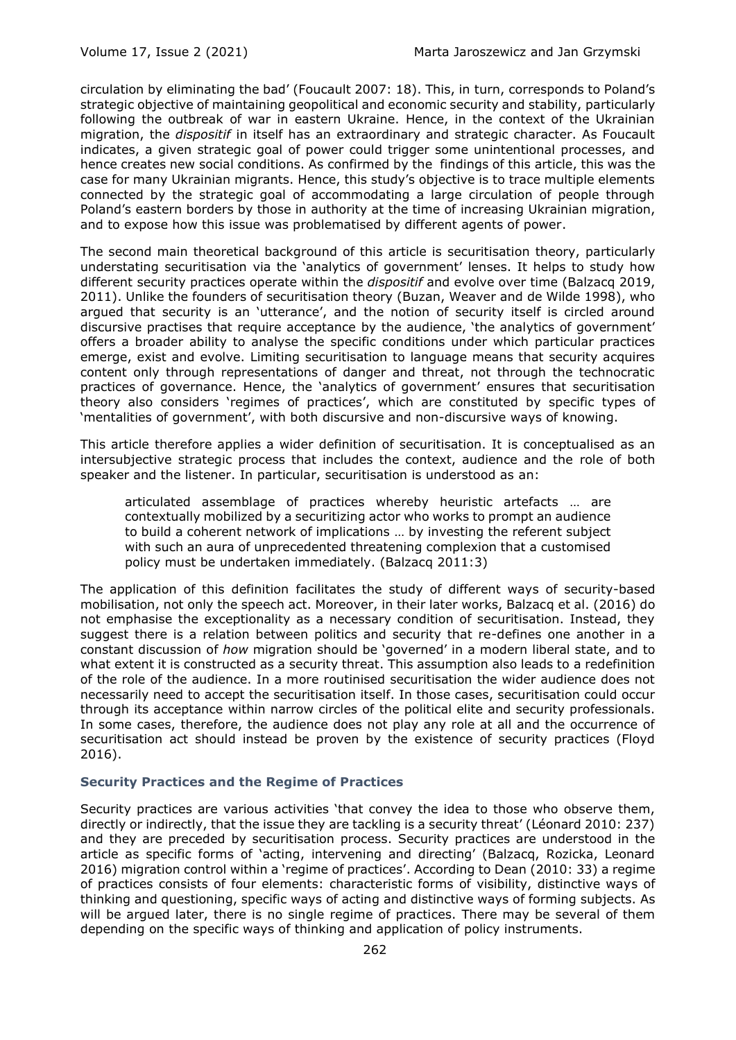circulation by eliminating the bad' (Foucault 2007: 18). This, in turn, corresponds to Poland's strategic objective of maintaining geopolitical and economic security and stability, particularly following the outbreak of war in eastern Ukraine. Hence, in the context of the Ukrainian migration, the *dispositif* in itself has an extraordinary and strategic character. As Foucault indicates, a given strategic goal of power could trigger some unintentional processes, and hence creates new social conditions. As confirmed by the findings of this article, this was the case for many Ukrainian migrants. Hence, this study's objective is to trace multiple elements connected by the strategic goal of accommodating a large circulation of people through Poland's eastern borders by those in authority at the time of increasing Ukrainian migration, and to expose how this issue was problematised by different agents of power.

The second main theoretical background of this article is securitisation theory, particularly understating securitisation via the 'analytics of government' lenses. It helps to study how different security practices operate within the *dispositif* and evolve over time (Balzacq 2019, 2011). Unlike the founders of securitisation theory (Buzan, Weaver and de Wilde 1998), who argued that security is an 'utterance', and the notion of security itself is circled around discursive practises that require acceptance by the audience, 'the analytics of government' offers a broader ability to analyse the specific conditions under which particular practices emerge, exist and evolve. Limiting securitisation to language means that security acquires content only through representations of danger and threat, not through the technocratic practices of governance. Hence, the 'analytics of government' ensures that securitisation theory also considers 'regimes of practices', which are constituted by specific types of 'mentalities of government', with both discursive and non-discursive ways of knowing.

This article therefore applies a wider definition of securitisation. It is conceptualised as an intersubjective strategic process that includes the context, audience and the role of both speaker and the listener. In particular, securitisation is understood as an:

> articulated assemblage of practices whereby heuristic artefacts … are contextually mobilized by a securitizing actor who works to prompt an audience to build a coherent network of implications … by investing the referent subject with such an aura of unprecedented threatening complexion that a customised policy must be undertaken immediately. (Balzacq 2011:3)

The application of this definition facilitates the study of different ways of security-based mobilisation, not only the speech act. Moreover, in their later works, Balzacq et al. (2016) do not emphasise the exceptionality as a necessary condition of securitisation. Instead, they suggest there is a relation between politics and security that re-defines one another in a constant discussion of *how* migration should be 'governed' in a modern liberal state, and to what extent it is constructed as a security threat. This assumption also leads to a redefinition of the role of the audience. In a more routinised securitisation the wider audience does not necessarily need to accept the securitisation itself. In those cases, securitisation could occur through its acceptance within narrow circles of the political elite and security professionals. In some cases, therefore, the audience does not play any role at all and the occurrence of securitisation act should instead be proven by the existence of security practices (Floyd 2016).

### Security Practices and the Regime of Practices

Security practices are various activities 'that convey the idea to those who observe them, directly or indirectly, that the issue they are tackling is a security threat' (Léonard 2010: 237) and they are preceded by securitisation process. Security practices are understood in the article as specific forms of 'acting, intervening and directing' (Balzacq, Rozicka, Leonard 2016) migration control within a 'regime of practices'. According to Dean (2010: 33) a regime of practices consists of four elements: characteristic forms of visibility, distinctive ways of thinking and questioning, specific ways of acting and distinctive ways of forming subjects. As will be argued later, there is no single regime of practices. There may be several of them depending on the specific ways of thinking and application of policy instruments.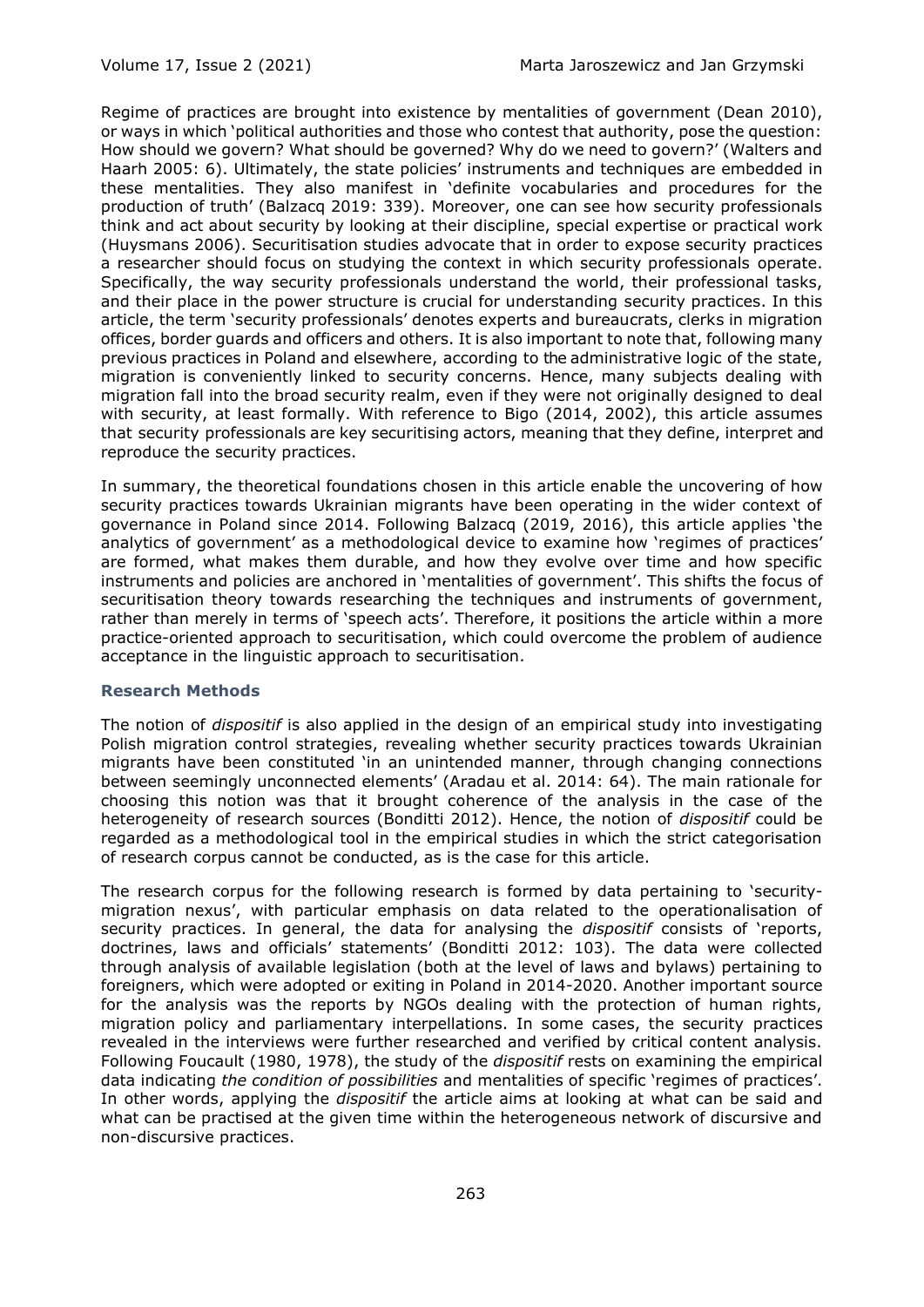Regime of practices are brought into existence by mentalities of government (Dean 2010), or ways in which 'political authorities and those who contest that authority, pose the question: How should we govern? What should be governed? Why do we need to govern?' (Walters and Haarh 2005: 6). Ultimately, the state policies' instruments and techniques are embedded in these mentalities. They also manifest in 'definite vocabularies and procedures for the production of truth' (Balzacq 2019: 339). Moreover, one can see how security professionals think and act about security by looking at their discipline, special expertise or practical work (Huysmans 2006). Securitisation studies advocate that in order to expose security practices a researcher should focus on studying the context in which security professionals operate. Specifically, the way security professionals understand the world, their professional tasks, and their place in the power structure is crucial for understanding security practices. In this article, the term 'security professionals' denotes experts and bureaucrats, clerks in migration offices, border guards and officers and others. It is also important to note that, following many previous practices in Poland and elsewhere, according to the administrative logic of the state, migration is conveniently linked to security concerns. Hence, many subjects dealing with migration fall into the broad security realm, even if they were not originally designed to deal with security, at least formally. With reference to Bigo (2014, 2002), this article assumes that security professionals are key securitising actors, meaning that they define, interpret and reproduce the security practices.

In summary, the theoretical foundations chosen in this article enable the uncovering of how security practices towards Ukrainian migrants have been operating in the wider context of governance in Poland since 2014. Following Balzacq (2019, 2016), this article applies 'the analytics of government' as a methodological device to examine how 'regimes of practices' are formed, what makes them durable, and how they evolve over time and how specific instruments and policies are anchored in 'mentalities of government'. This shifts the focus of securitisation theory towards researching the techniques and instruments of government, rather than merely in terms of 'speech acts'. Therefore, it positions the article within a more practice-oriented approach to securitisation, which could overcome the problem of audience acceptance in the linguistic approach to securitisation.

### Research Methods

The notion of *dispositif* is also applied in the design of an empirical study into investigating Polish migration control strategies, revealing whether security practices towards Ukrainian migrants have been constituted 'in an unintended manner, through changing connections between seemingly unconnected elements' (Aradau et al. 2014: 64). The main rationale for choosing this notion was that it brought coherence of the analysis in the case of the heterogeneity of research sources (Bonditti 2012). Hence, the notion of *dispositif* could be regarded as a methodological tool in the empirical studies in which the strict categorisation of research corpus cannot be conducted, as is the case for this article.

The research corpus for the following research is formed by data pertaining to 'security-migration nexus', with particular emphasis on data related to the operationalisation of security practices. In general, the data for analysing the *dispositif* consists of 'reports, doctrines, laws and officials' statements' (Bonditti 2012: 103). The data were collected through analysis of available legislation (both at the level of laws and bylaws) pertaining to foreigners, which were adopted or exiting in Poland in 2014-2020. Another important source for the analysis was the reports by NGOs dealing with the protection of human rights, migration policy and parliamentary interpellations. In some cases, the security practices revealed in the interviews were further researched and verified by critical content analysis. Following Foucault (1980, 1978), the study of the *dispositif* rests on examining the empirical data indicating *the condition of possibilities* and mentalities of specific 'regimes of practices'. In other words, applying the *dispositif* the article aims at looking at what can be said and what can be practised at the given time within the heterogeneous network of discursive and non-discursive practices.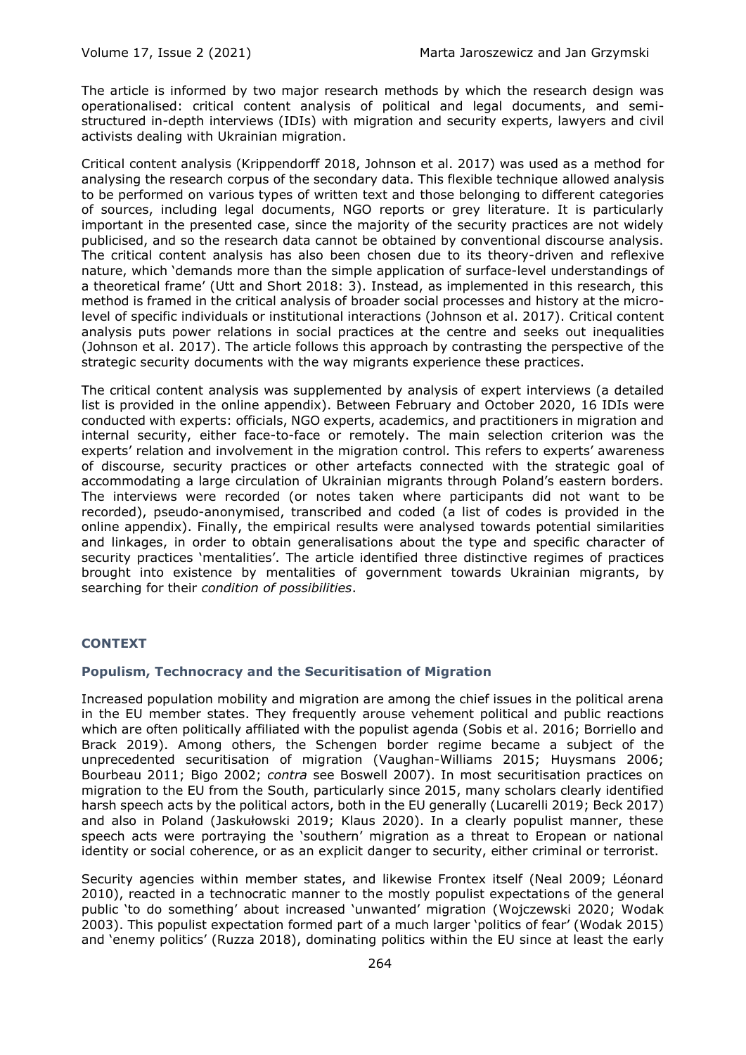The article is informed by two major research methods by which the research design was operationalised: critical content analysis of political and legal documents, and semi-structured in-depth interviews (IDIs) with migration and security experts, lawyers and civil activists dealing with Ukrainian migration.

Critical content analysis (Krippendorff 2018, Johnson et al. 2017) was used as a method for analysing the research corpus of the secondary data. This flexible technique allowed analysis to be performed on various types of written text and those belonging to different categories of sources, including legal documents, NGO reports or grey literature. It is particularly important in the presented case, since the majority of the security practices are not widely publicised, and so the research data cannot be obtained by conventional discourse analysis. The critical content analysis has also been chosen due to its theory-driven and reflexive nature, which 'demands more than the simple application of surface-level understandings of a theoretical frame' (Utt and Short 2018: 3). Instead, as implemented in this research, this method is framed in the critical analysis of broader social processes and history at the micro-level of specific individuals or institutional interactions (Johnson et al. 2017). Critical content analysis puts power relations in social practices at the centre and seeks out inequalities (Johnson et al. 2017). The article follows this approach by contrasting the perspective of the strategic security documents with the way migrants experience these practices.

The critical content analysis was supplemented by analysis of expert interviews (a detailed list is provided in the online appendix). Between February and October 2020, 16 IDIs were conducted with experts: officials, NGO experts, academics, and practitioners in migration and internal security, either face-to-face or remotely. The main selection criterion was the experts' relation and involvement in the migration control. This refers to experts' awareness of discourse, security practices or other artefacts connected with the strategic goal of accommodating a large circulation of Ukrainian migrants through Poland's eastern borders. The interviews were recorded (or notes taken where participants did not want to be recorded), pseudo-anonymised, transcribed and coded (a list of codes is provided in the online appendix). Finally, the empirical results were analysed towards potential similarities and linkages, in order to obtain generalisations about the type and specific character of security practices 'mentalities'. The article identified three distinctive regimes of practices brought into existence by mentalities of government towards Ukrainian migrants, by searching for their *condition of possibilities*.

## CONTEXT

### Populism, Technocracy and the Securitisation of Migration

Increased population mobility and migration are among the chief issues in the political arena in the EU member states. They frequently arouse vehement political and public reactions which are often politically affiliated with the populist agenda (Sobis et al. 2016; Borriello and Brack 2019). Among others, the Schengen border regime became a subject of the unprecedented securitisation of migration (Vaughan-Williams 2015; Huysmans 2006; Bourbeau 2011; Bigo 2002; *contra* see Boswell 2007). In most securitisation practices on migration to the EU from the South, particularly since 2015, many scholars clearly identified harsh speech acts by the political actors, both in the EU generally (Lucarelli 2019; Beck 2017) and also in Poland (Jaskułowski 2019; Klaus 2020). In a clearly populist manner, these speech acts were portraying the 'southern' migration as a threat to Eropean or national identity or social coherence, or as an explicit danger to security, either criminal or terrorist.

Security agencies within member states, and likewise Frontex itself (Neal 2009; Léonard 2010), reacted in a technocratic manner to the mostly populist expectations of the general public 'to do something' about increased 'unwanted' migration (Wojczewski 2020; Wodak 2003). This populist expectation formed part of a much larger 'politics of fear' (Wodak 2015) and 'enemy politics' (Ruzza 2018), dominating politics within the EU since at least the early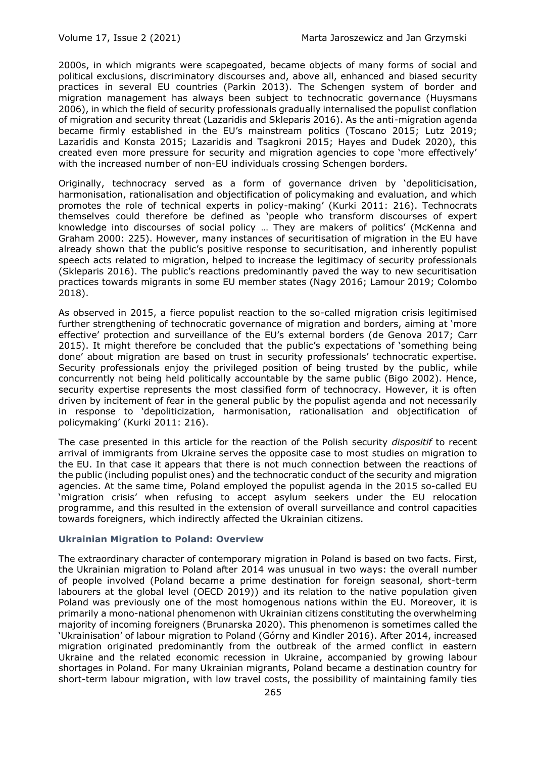2000s, in which migrants were scapegoated, became objects of many forms of social and political exclusions, discriminatory discourses and, above all, enhanced and biased security practices in several EU countries (Parkin 2013). The Schengen system of border and migration management has always been subject to technocratic governance (Huysmans 2006), in which the field of security professionals gradually internalised the populist conflation of migration and security threat (Lazaridis and Skleparis 2016). As the anti-migration agenda became firmly established in the EU's mainstream politics (Toscano 2015; Lutz 2019; Lazaridis and Konsta 2015; Lazaridis and Tsagkroni 2015; Hayes and Dudek 2020), this created even more pressure for security and migration agencies to cope 'more effectively' with the increased number of non-EU individuals crossing Schengen borders.

Originally, technocracy served as a form of governance driven by 'depoliticisation, harmonisation, rationalisation and objectification of policymaking and evaluation, and which promotes the role of technical experts in policy-making' (Kurki 2011: 216). Technocrats themselves could therefore be defined as 'people who transform discourses of expert knowledge into discourses of social policy … They are makers of politics' (McKenna and Graham 2000: 225). However, many instances of securitisation of migration in the EU have already shown that the public's positive response to securitisation, and inherently populist speech acts related to migration, helped to increase the legitimacy of security professionals (Skleparis 2016). The public's reactions predominantly paved the way to new securitisation practices towards migrants in some EU member states (Nagy 2016; Lamour 2019; Colombo 2018).

As observed in 2015, a fierce populist reaction to the so-called migration crisis legitimised further strengthening of technocratic governance of migration and borders, aiming at 'more effective' protection and surveillance of the EU's external borders (de Genova 2017; Carr 2015). It might therefore be concluded that the public's expectations of 'something being done' about migration are based on trust in security professionals' technocratic expertise. Security professionals enjoy the privileged position of being trusted by the public, while concurrently not being held politically accountable by the same public (Bigo 2002). Hence, security expertise represents the most classified form of technocracy. However, it is often driven by incitement of fear in the general public by the populist agenda and not necessarily in response to 'depoliticization, harmonisation, rationalisation and objectification of policymaking' (Kurki 2011: 216).

The case presented in this article for the reaction of the Polish security *dispositif* to recent arrival of immigrants from Ukraine serves the opposite case to most studies on migration to the EU. In that case it appears that there is not much connection between the reactions of the public (including populist ones) and the technocratic conduct of the security and migration agencies. At the same time, Poland employed the populist agenda in the 2015 so-called EU 'migration crisis' when refusing to accept asylum seekers under the EU relocation programme, and this resulted in the extension of overall surveillance and control capacities towards foreigners, which indirectly affected the Ukrainian citizens.

### Ukrainian Migration to Poland: Overview

The extraordinary character of contemporary migration in Poland is based on two facts. First, the Ukrainian migration to Poland after 2014 was unusual in two ways: the overall number of people involved (Poland became a prime destination for foreign seasonal, short-term labourers at the global level (OECD 2019)) and its relation to the native population given Poland was previously one of the most homogenous nations within the EU. Moreover, it is primarily a mono-national phenomenon with Ukrainian citizens constituting the overwhelming majority of incoming foreigners (Brunarska 2020). This phenomenon is sometimes called the 'Ukrainisation' of labour migration to Poland (Górny and Kindler 2016). After 2014, increased migration originated predominantly from the outbreak of the armed conflict in eastern Ukraine and the related economic recession in Ukraine, accompanied by growing labour shortages in Poland. For many Ukrainian migrants, Poland became a destination country for short-term labour migration, with low travel costs, the possibility of maintaining family ties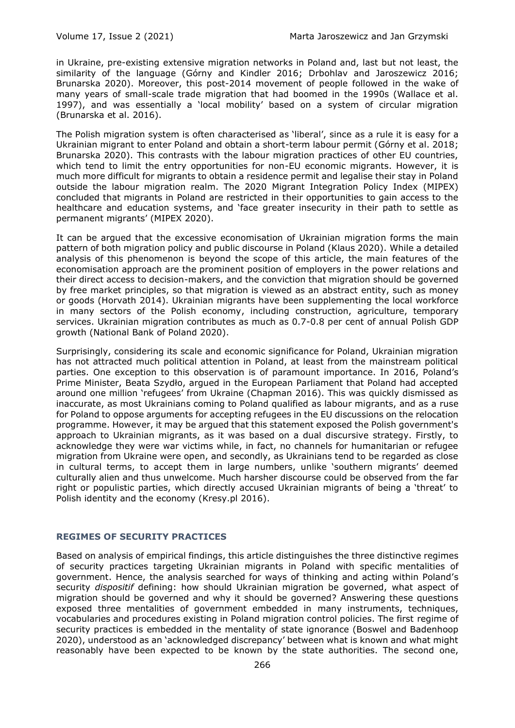in Ukraine, pre-existing extensive migration networks in Poland and, last but not least, the similarity of the language (Górny and Kindler 2016; Drbohlav and Jaroszewicz 2016; Brunarska 2020). Moreover, this post-2014 movement of people followed in the wake of many years of small-scale trade migration that had boomed in the 1990s (Wallace et al. 1997), and was essentially a 'local mobility' based on a system of circular migration (Brunarska et al. 2016).

The Polish migration system is often characterised as 'liberal', since as a rule it is easy for a Ukrainian migrant to enter Poland and obtain a short-term labour permit (Górny et al. 2018; Brunarska 2020). This contrasts with the labour migration practices of other EU countries, which tend to limit the entry opportunities for non-EU economic migrants. However, it is much more difficult for migrants to obtain a residence permit and legalise their stay in Poland outside the labour migration realm. The 2020 Migrant Integration Policy Index (MIPEX) concluded that migrants in Poland are restricted in their opportunities to gain access to the healthcare and education systems, and 'face greater insecurity in their path to settle as permanent migrants' (MIPEX 2020).

It can be argued that the excessive economisation of Ukrainian migration forms the main pattern of both migration policy and public discourse in Poland (Klaus 2020). While a detailed analysis of this phenomenon is beyond the scope of this article, the main features of the economisation approach are the prominent position of employers in the power relations and their direct access to decision-makers, and the conviction that migration should be governed by free market principles, so that migration is viewed as an abstract entity, such as money or goods (Horvath 2014). Ukrainian migrants have been supplementing the local workforce in many sectors of the Polish economy, including construction, agriculture, temporary services. Ukrainian migration contributes as much as 0.7-0.8 per cent of annual Polish GDP growth (National Bank of Poland 2020).

Surprisingly, considering its scale and economic significance for Poland, Ukrainian migration has not attracted much political attention in Poland, at least from the mainstream political parties. One exception to this observation is of paramount importance. In 2016, Poland's Prime Minister, Beata Szydło, argued in the European Parliament that Poland had accepted around one million 'refugees' from Ukraine (Chapman 2016). This was quickly dismissed as inaccurate, as most Ukrainians coming to Poland qualified as labour migrants, and as a ruse for Poland to oppose arguments for accepting refugees in the EU discussions on the relocation programme. However, it may be argued that this statement exposed the Polish government's approach to Ukrainian migrants, as it was based on a dual discursive strategy. Firstly, to acknowledge they were war victims while, in fact, no channels for humanitarian or refugee migration from Ukraine were open, and secondly, as Ukrainians tend to be regarded as close in cultural terms, to accept them in large numbers, unlike 'southern migrants' deemed culturally alien and thus unwelcome. Much harsher discourse could be observed from the far right or populistic parties, which directly accused Ukrainian migrants of being a 'threat' to Polish identity and the economy (Kresy.pl 2016).

## REGIMES OF SECURITY PRACTICES

Based on analysis of empirical findings, this article distinguishes the three distinctive regimes of security practices targeting Ukrainian migrants in Poland with specific mentalities of government. Hence, the analysis searched for ways of thinking and acting within Poland's security *dispositif* defining: how should Ukrainian migration be governed, what aspect of migration should be governed and why it should be governed? Answering these questions exposed three mentalities of government embedded in many instruments, techniques, vocabularies and procedures existing in Poland migration control policies. The first regime of security practices is embedded in the mentality of state ignorance (Boswel and Badenhoop 2020), understood as an 'acknowledged discrepancy' between what is known and what might reasonably have been expected to be known by the state authorities. The second one,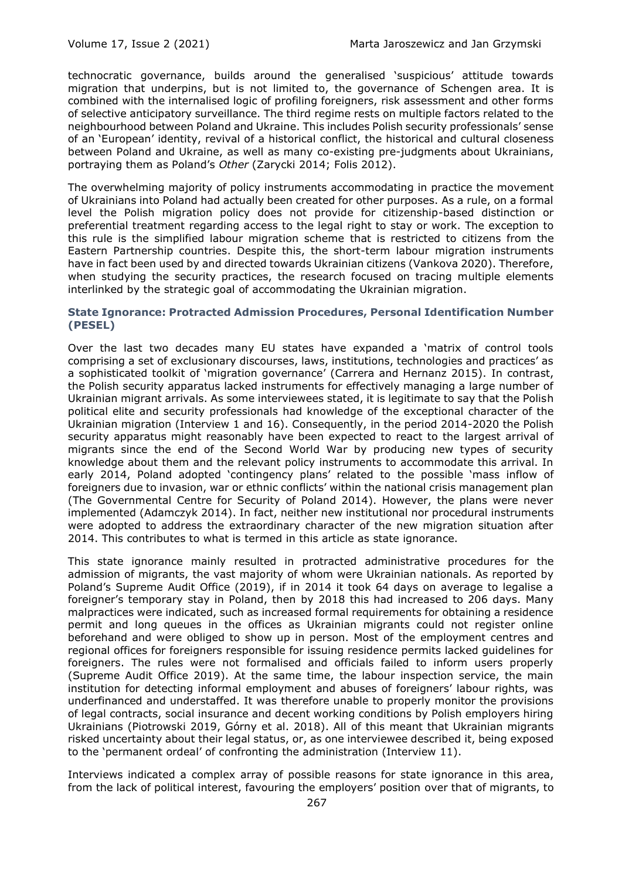technocratic governance, builds around the generalised 'suspicious' attitude towards migration that underpins, but is not limited to, the governance of Schengen area. It is combined with the internalised logic of profiling foreigners, risk assessment and other forms of selective anticipatory surveillance. The third regime rests on multiple factors related to the neighbourhood between Poland and Ukraine. This includes Polish security professionals' sense of an 'European' identity, revival of a historical conflict, the historical and cultural closeness between Poland and Ukraine, as well as many co-existing pre-judgments about Ukrainians, portraying them as Poland's *Other* (Zarycki 2014; Folis 2012).

The overwhelming majority of policy instruments accommodating in practice the movement of Ukrainians into Poland had actually been created for other purposes. As a rule, on a formal level the Polish migration policy does not provide for citizenship-based distinction or preferential treatment regarding access to the legal right to stay or work. The exception to this rule is the simplified labour migration scheme that is restricted to citizens from the Eastern Partnership countries. Despite this, the short-term labour migration instruments have in fact been used by and directed towards Ukrainian citizens (Vankova 2020). Therefore, when studying the security practices, the research focused on tracing multiple elements interlinked by the strategic goal of accommodating the Ukrainian migration.

### State Ignorance: Protracted Admission Procedures, Personal Identification Number (PESEL)

Over the last two decades many EU states have expanded a 'matrix of control tools comprising a set of exclusionary discourses, laws, institutions, technologies and practices' as a sophisticated toolkit of 'migration governance' (Carrera and Hernanz 2015). In contrast, the Polish security apparatus lacked instruments for effectively managing a large number of Ukrainian migrant arrivals. As some interviewees stated, it is legitimate to say that the Polish political elite and security professionals had knowledge of the exceptional character of the Ukrainian migration (Interview 1 and 16). Consequently, in the period 2014-2020 the Polish security apparatus might reasonably have been expected to react to the largest arrival of migrants since the end of the Second World War by producing new types of security knowledge about them and the relevant policy instruments to accommodate this arrival. In early 2014, Poland adopted 'contingency plans' related to the possible 'mass inflow of foreigners due to invasion, war or ethnic conflicts' within the national crisis management plan (The Governmental Centre for Security of Poland 2014). However, the plans were never implemented (Adamczyk 2014). In fact, neither new institutional nor procedural instruments were adopted to address the extraordinary character of the new migration situation after 2014. This contributes to what is termed in this article as state ignorance.

This state ignorance mainly resulted in protracted administrative procedures for the admission of migrants, the vast majority of whom were Ukrainian nationals. As reported by Poland's Supreme Audit Office (2019), if in 2014 it took 64 days on average to legalise a foreigner's temporary stay in Poland, then by 2018 this had increased to 206 days. Many malpractices were indicated, such as increased formal requirements for obtaining a residence permit and long queues in the offices as Ukrainian migrants could not register online beforehand and were obliged to show up in person. Most of the employment centres and regional offices for foreigners responsible for issuing residence permits lacked guidelines for foreigners. The rules were not formalised and officials failed to inform users properly (Supreme Audit Office 2019). At the same time, the labour inspection service, the main institution for detecting informal employment and abuses of foreigners' labour rights, was underfinanced and understaffed. It was therefore unable to properly monitor the provisions of legal contracts, social insurance and decent working conditions by Polish employers hiring Ukrainians (Piotrowski 2019, Górny et al. 2018). All of this meant that Ukrainian migrants risked uncertainty about their legal status, or, as one interviewee described it, being exposed to the 'permanent ordeal' of confronting the administration (Interview 11).

Interviews indicated a complex array of possible reasons for state ignorance in this area, from the lack of political interest, favouring the employers' position over that of migrants, to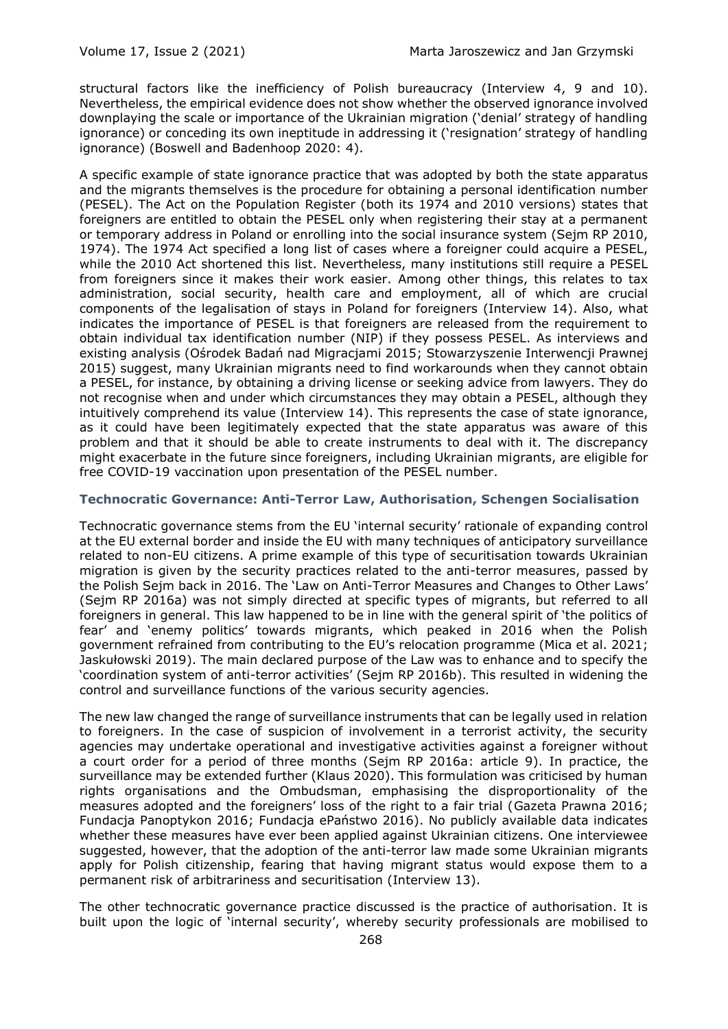structural factors like the inefficiency of Polish bureaucracy (Interview 4, 9 and 10). Nevertheless, the empirical evidence does not show whether the observed ignorance involved downplaying the scale or importance of the Ukrainian migration ('denial' strategy of handling ignorance) or conceding its own ineptitude in addressing it ('resignation' strategy of handling ignorance) (Boswell and Badenhoop 2020: 4).

A specific example of state ignorance practice that was adopted by both the state apparatus and the migrants themselves is the procedure for obtaining a personal identification number (PESEL). The Act on the Population Register (both its 1974 and 2010 versions) states that foreigners are entitled to obtain the PESEL only when registering their stay at a permanent or temporary address in Poland or enrolling into the social insurance system (Sejm RP 2010, 1974). The 1974 Act specified a long list of cases where a foreigner could acquire a PESEL, while the 2010 Act shortened this list. Nevertheless, many institutions still require a PESEL from foreigners since it makes their work easier. Among other things, this relates to tax administration, social security, health care and employment, all of which are crucial components of the legalisation of stays in Poland for foreigners (Interview 14). Also, what indicates the importance of PESEL is that foreigners are released from the requirement to obtain individual tax identification number (NIP) if they possess PESEL. As interviews and existing analysis (Ośrodek Badań nad Migracjami 2015; Stowarzyszenie Interwencji Prawnej 2015) suggest, many Ukrainian migrants need to find workarounds when they cannot obtain a PESEL, for instance, by obtaining a driving license or seeking advice from lawyers. They do not recognise when and under which circumstances they may obtain a PESEL, although they intuitively comprehend its value (Interview 14). This represents the case of state ignorance, as it could have been legitimately expected that the state apparatus was aware of this problem and that it should be able to create instruments to deal with it. The discrepancy might exacerbate in the future since foreigners, including Ukrainian migrants, are eligible for free COVID-19 vaccination upon presentation of the PESEL number.

### Technocratic Governance: Anti-Terror Law, Authorisation, Schengen Socialisation

Technocratic governance stems from the EU 'internal security' rationale of expanding control at the EU external border and inside the EU with many techniques of anticipatory surveillance related to non-EU citizens. A prime example of this type of securitisation towards Ukrainian migration is given by the security practices related to the anti-terror measures, passed by the Polish Sejm back in 2016. The 'Law on Anti-Terror Measures and Changes to Other Laws' (Sejm RP 2016a) was not simply directed at specific types of migrants, but referred to all foreigners in general. This law happened to be in line with the general spirit of 'the politics of fear' and 'enemy politics' towards migrants, which peaked in 2016 when the Polish government refrained from contributing to the EU's relocation programme (Mica et al. 2021; Jaskułowski 2019). The main declared purpose of the Law was to enhance and to specify the 'coordination system of anti-terror activities' (Sejm RP 2016b). This resulted in widening the control and surveillance functions of the various security agencies.

The new law changed the range of surveillance instruments that can be legally used in relation to foreigners. In the case of suspicion of involvement in a terrorist activity, the security agencies may undertake operational and investigative activities against a foreigner without a court order for a period of three months (Sejm RP 2016a: article 9). In practice, the surveillance may be extended further (Klaus 2020). This formulation was criticised by human rights organisations and the Ombudsman, emphasising the disproportionality of the measures adopted and the foreigners' loss of the right to a fair trial (Gazeta Prawna 2016; Fundacja Panoptykon 2016; Fundacja ePaństwo 2016). No publicly available data indicates whether these measures have ever been applied against Ukrainian citizens. One interviewee suggested, however, that the adoption of the anti-terror law made some Ukrainian migrants apply for Polish citizenship, fearing that having migrant status would expose them to a permanent risk of arbitrariness and securitisation (Interview 13).

The other technocratic governance practice discussed is the practice of authorisation. It is built upon the logic of 'internal security', whereby security professionals are mobilised to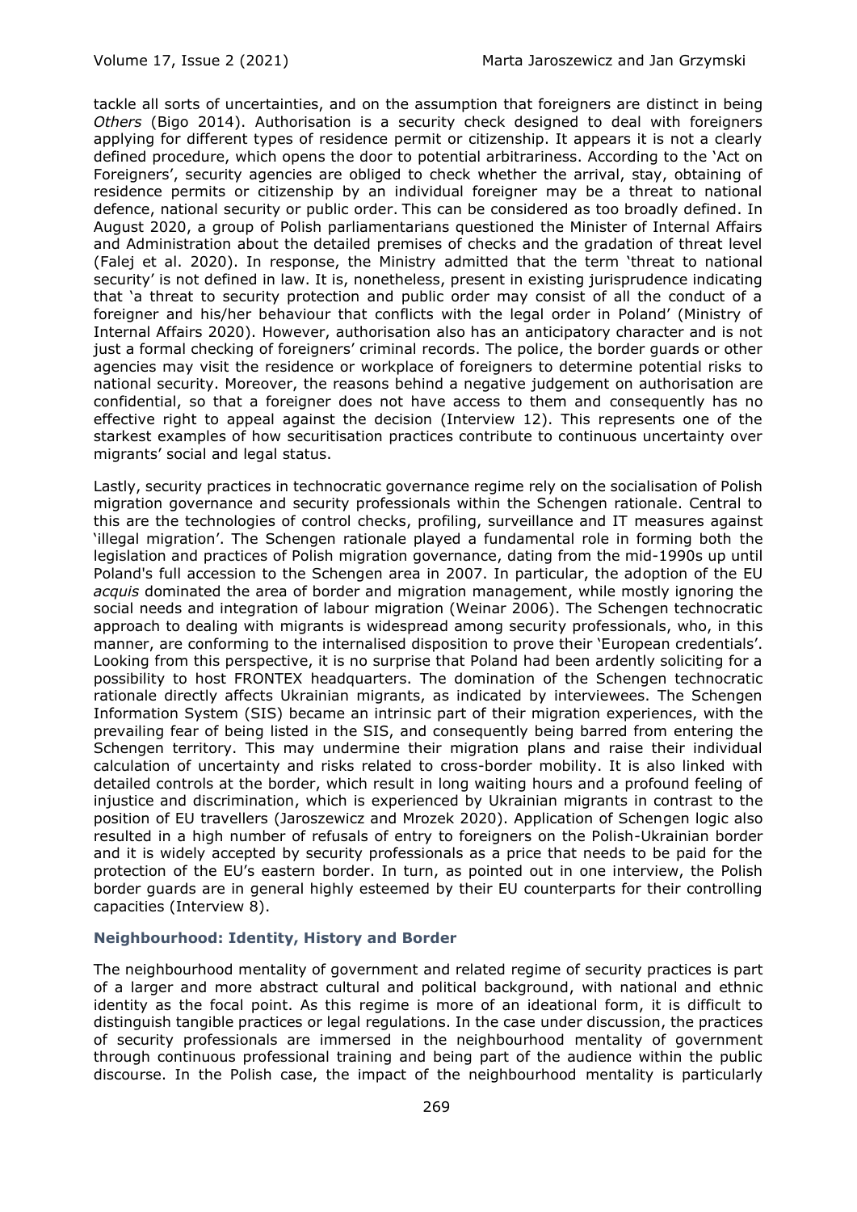tackle all sorts of uncertainties, and on the assumption that foreigners are distinct in being *Others* (Bigo 2014). Authorisation is a security check designed to deal with foreigners applying for different types of residence permit or citizenship. It appears it is not a clearly defined procedure, which opens the door to potential arbitrariness. According to the 'Act on Foreigners', security agencies are obliged to check whether the arrival, stay, obtaining of residence permits or citizenship by an individual foreigner may be a threat to national defence, national security or public order. This can be considered as too broadly defined. In August 2020, a group of Polish parliamentarians questioned the Minister of Internal Affairs and Administration about the detailed premises of checks and the gradation of threat level (Falej et al. 2020). In response, the Ministry admitted that the term 'threat to national security' is not defined in law. It is, nonetheless, present in existing jurisprudence indicating that 'a threat to security protection and public order may consist of all the conduct of a foreigner and his/her behaviour that conflicts with the legal order in Poland' (Ministry of Internal Affairs 2020). However, authorisation also has an anticipatory character and is not just a formal checking of foreigners' criminal records. The police, the border guards or other agencies may visit the residence or workplace of foreigners to determine potential risks to national security. Moreover, the reasons behind a negative judgement on authorisation are confidential, so that a foreigner does not have access to them and consequently has no effective right to appeal against the decision (Interview 12). This represents one of the starkest examples of how securitisation practices contribute to continuous uncertainty over migrants' social and legal status.

Lastly, security practices in technocratic governance regime rely on the socialisation of Polish migration governance and security professionals within the Schengen rationale. Central to this are the technologies of control checks, profiling, surveillance and IT measures against 'illegal migration'. The Schengen rationale played a fundamental role in forming both the legislation and practices of Polish migration governance, dating from the mid-1990s up until Poland's full accession to the Schengen area in 2007. In particular, the adoption of the EU *acquis* dominated the area of border and migration management, while mostly ignoring the social needs and integration of labour migration (Weinar 2006). The Schengen technocratic approach to dealing with migrants is widespread among security professionals, who, in this manner, are conforming to the internalised disposition to prove their 'European credentials'. Looking from this perspective, it is no surprise that Poland had been ardently soliciting for a possibility to host FRONTEX headquarters. The domination of the Schengen technocratic rationale directly affects Ukrainian migrants, as indicated by interviewees. The Schengen Information System (SIS) became an intrinsic part of their migration experiences, with the prevailing fear of being listed in the SIS, and consequently being barred from entering the Schengen territory. This may undermine their migration plans and raise their individual calculation of uncertainty and risks related to cross-border mobility. It is also linked with detailed controls at the border, which result in long waiting hours and a profound feeling of injustice and discrimination, which is experienced by Ukrainian migrants in contrast to the position of EU travellers (Jaroszewicz and Mrozek 2020). Application of Schengen logic also resulted in a high number of refusals of entry to foreigners on the Polish-Ukrainian border and it is widely accepted by security professionals as a price that needs to be paid for the protection of the EU's eastern border. In turn, as pointed out in one interview, the Polish border guards are in general highly esteemed by their EU counterparts for their controlling capacities (Interview 8).

### Neighbourhood: Identity, History and Border

The neighbourhood mentality of government and related regime of security practices is part of a larger and more abstract cultural and political background, with national and ethnic identity as the focal point. As this regime is more of an ideational form, it is difficult to distinguish tangible practices or legal regulations. In the case under discussion, the practices of security professionals are immersed in the neighbourhood mentality of government through continuous professional training and being part of the audience within the public discourse. In the Polish case, the impact of the neighbourhood mentality is particularly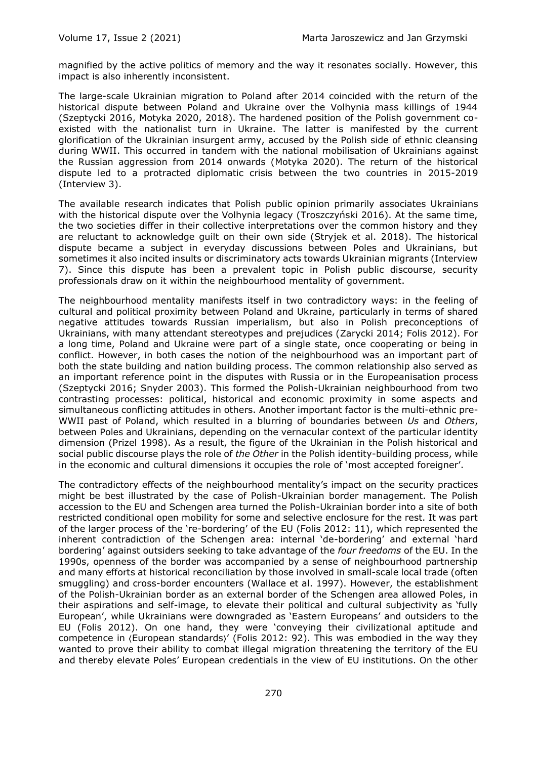magnified by the active politics of memory and the way it resonates socially. However, this impact is also inherently inconsistent.

The large-scale Ukrainian migration to Poland after 2014 coincided with the return of the historical dispute between Poland and Ukraine over the Volhynia mass killings of 1944 (Szeptycki 2016, Motyka 2020, 2018). The hardened position of the Polish government co-existed with the nationalist turn in Ukraine. The latter is manifested by the current glorification of the Ukrainian insurgent army, accused by the Polish side of ethnic cleansing during WWII. This occurred in tandem with the national mobilisation of Ukrainians against the Russian aggression from 2014 onwards (Motyka 2020). The return of the historical dispute led to a protracted diplomatic crisis between the two countries in 2015-2019 (Interview 3).

The available research indicates that Polish public opinion primarily associates Ukrainians with the historical dispute over the Volhynia legacy (Troszczyński 2016). At the same time, the two societies differ in their collective interpretations over the common history and they are reluctant to acknowledge guilt on their own side (Stryjek et al. 2018). The historical dispute became a subject in everyday discussions between Poles and Ukrainians, but sometimes it also incited insults or discriminatory acts towards Ukrainian migrants (Interview 7). Since this dispute has been a prevalent topic in Polish public discourse, security professionals draw on it within the neighbourhood mentality of government.

The neighbourhood mentality manifests itself in two contradictory ways: in the feeling of cultural and political proximity between Poland and Ukraine, particularly in terms of shared negative attitudes towards Russian imperialism, but also in Polish preconceptions of Ukrainians, with many attendant stereotypes and prejudices (Zarycki 2014; Folis 2012). For a long time, Poland and Ukraine were part of a single state, once cooperating or being in conflict. However, in both cases the notion of the neighbourhood was an important part of both the state building and nation building process. The common relationship also served as an important reference point in the disputes with Russia or in the Europeanisation process (Szeptycki 2016; Snyder 2003). This formed the Polish-Ukrainian neighbourhood from two contrasting processes: political, historical and economic proximity in some aspects and simultaneous conflicting attitudes in others. Another important factor is the multi-ethnic pre-WWII past of Poland, which resulted in a blurring of boundaries between *Us* and *Others*, between Poles and Ukrainians, depending on the vernacular context of the particular identity dimension (Prizel 1998). As a result, the figure of the Ukrainian in the Polish historical and social public discourse plays the role of *the Other* in the Polish identity-building process, while in the economic and cultural dimensions it occupies the role of 'most accepted foreigner'.

The contradictory effects of the neighbourhood mentality's impact on the security practices might be best illustrated by the case of Polish-Ukrainian border management. The Polish accession to the EU and Schengen area turned the Polish-Ukrainian border into a site of both restricted conditional open mobility for some and selective enclosure for the rest. It was part of the larger process of the 're-bordering' of the EU (Folis 2012: 11), which represented the inherent contradiction of the Schengen area: internal 'de-bordering' and external 'hard bordering' against outsiders seeking to take advantage of the *four freedoms* of the EU. In the 1990s, openness of the border was accompanied by a sense of neighbourhood partnership and many efforts at historical reconciliation by those involved in small-scale local trade (often smuggling) and cross-border encounters (Wallace et al. 1997). However, the establishment of the Polish-Ukrainian border as an external border of the Schengen area allowed Poles, in their aspirations and self-image, to elevate their political and cultural subjectivity as 'fully European', while Ukrainians were downgraded as 'Eastern Europeans' and outsiders to the EU (Folis 2012). On one hand, they were 'conveying their civilizational aptitude and competence in ⟨European standards⟩' (Folis 2012: 92). This was embodied in the way they wanted to prove their ability to combat illegal migration threatening the territory of the EU and thereby elevate Poles' European credentials in the view of EU institutions. On the other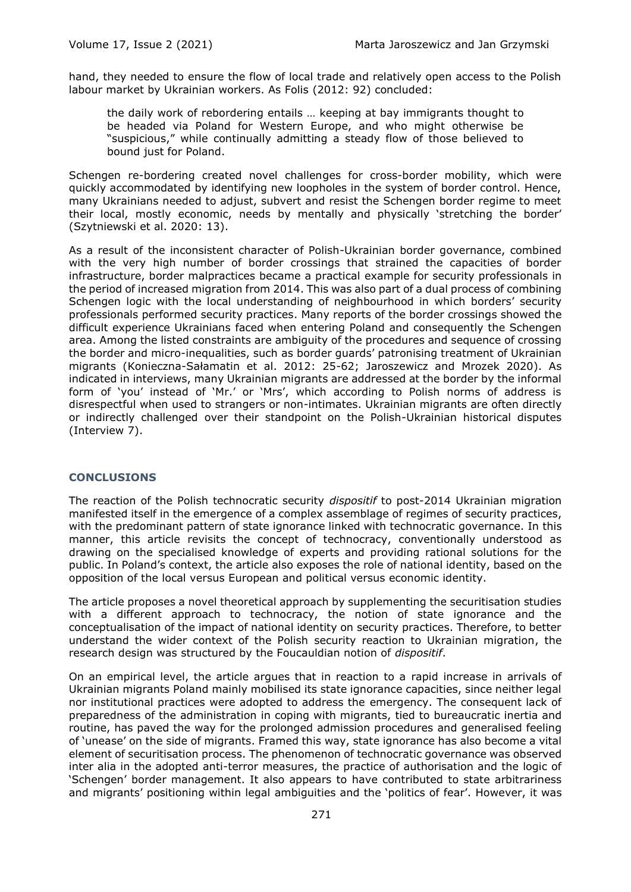hand, they needed to ensure the flow of local trade and relatively open access to the Polish labour market by Ukrainian workers. As Folis (2012: 92) concluded:

> the daily work of rebordering entails … keeping at bay immigrants thought to be headed via Poland for Western Europe, and who might otherwise be "suspicious," while continually admitting a steady flow of those believed to bound just for Poland.

Schengen re-bordering created novel challenges for cross-border mobility, which were quickly accommodated by identifying new loopholes in the system of border control. Hence, many Ukrainians needed to adjust, subvert and resist the Schengen border regime to meet their local, mostly economic, needs by mentally and physically 'stretching the border' (Szytniewski et al. 2020: 13).

As a result of the inconsistent character of Polish-Ukrainian border governance, combined with the very high number of border crossings that strained the capacities of border infrastructure, border malpractices became a practical example for security professionals in the period of increased migration from 2014. This was also part of a dual process of combining Schengen logic with the local understanding of neighbourhood in which borders' security professionals performed security practices. Many reports of the border crossings showed the difficult experience Ukrainians faced when entering Poland and consequently the Schengen area. Among the listed constraints are ambiguity of the procedures and sequence of crossing the border and micro-inequalities, such as border guards' patronising treatment of Ukrainian migrants (Konieczna-Sałamatin et al. 2012: 25-62; Jaroszewicz and Mrozek 2020). As indicated in interviews, many Ukrainian migrants are addressed at the border by the informal form of 'you' instead of 'Mr.' or 'Mrs', which according to Polish norms of address is disrespectful when used to strangers or non-intimates. Ukrainian migrants are often directly or indirectly challenged over their standpoint on the Polish-Ukrainian historical disputes (Interview 7).

## CONCLUSIONS

The reaction of the Polish technocratic security *dispositif* to post-2014 Ukrainian migration manifested itself in the emergence of a complex assemblage of regimes of security practices, with the predominant pattern of state ignorance linked with technocratic governance. In this manner, this article revisits the concept of technocracy, conventionally understood as drawing on the specialised knowledge of experts and providing rational solutions for the public. In Poland's context, the article also exposes the role of national identity, based on the opposition of the local versus European and political versus economic identity.

The article proposes a novel theoretical approach by supplementing the securitisation studies with a different approach to technocracy, the notion of state ignorance and the conceptualisation of the impact of national identity on security practices. Therefore, to better understand the wider context of the Polish security reaction to Ukrainian migration, the research design was structured by the Foucauldian notion of *dispositif*.

On an empirical level, the article argues that in reaction to a rapid increase in arrivals of Ukrainian migrants Poland mainly mobilised its state ignorance capacities, since neither legal nor institutional practices were adopted to address the emergency. The consequent lack of preparedness of the administration in coping with migrants, tied to bureaucratic inertia and routine, has paved the way for the prolonged admission procedures and generalised feeling of 'unease' on the side of migrants. Framed this way, state ignorance has also become a vital element of securitisation process. The phenomenon of technocratic governance was observed inter alia in the adopted anti-terror measures, the practice of authorisation and the logic of 'Schengen' border management. It also appears to have contributed to state arbitrariness and migrants' positioning within legal ambiguities and the 'politics of fear'. However, it was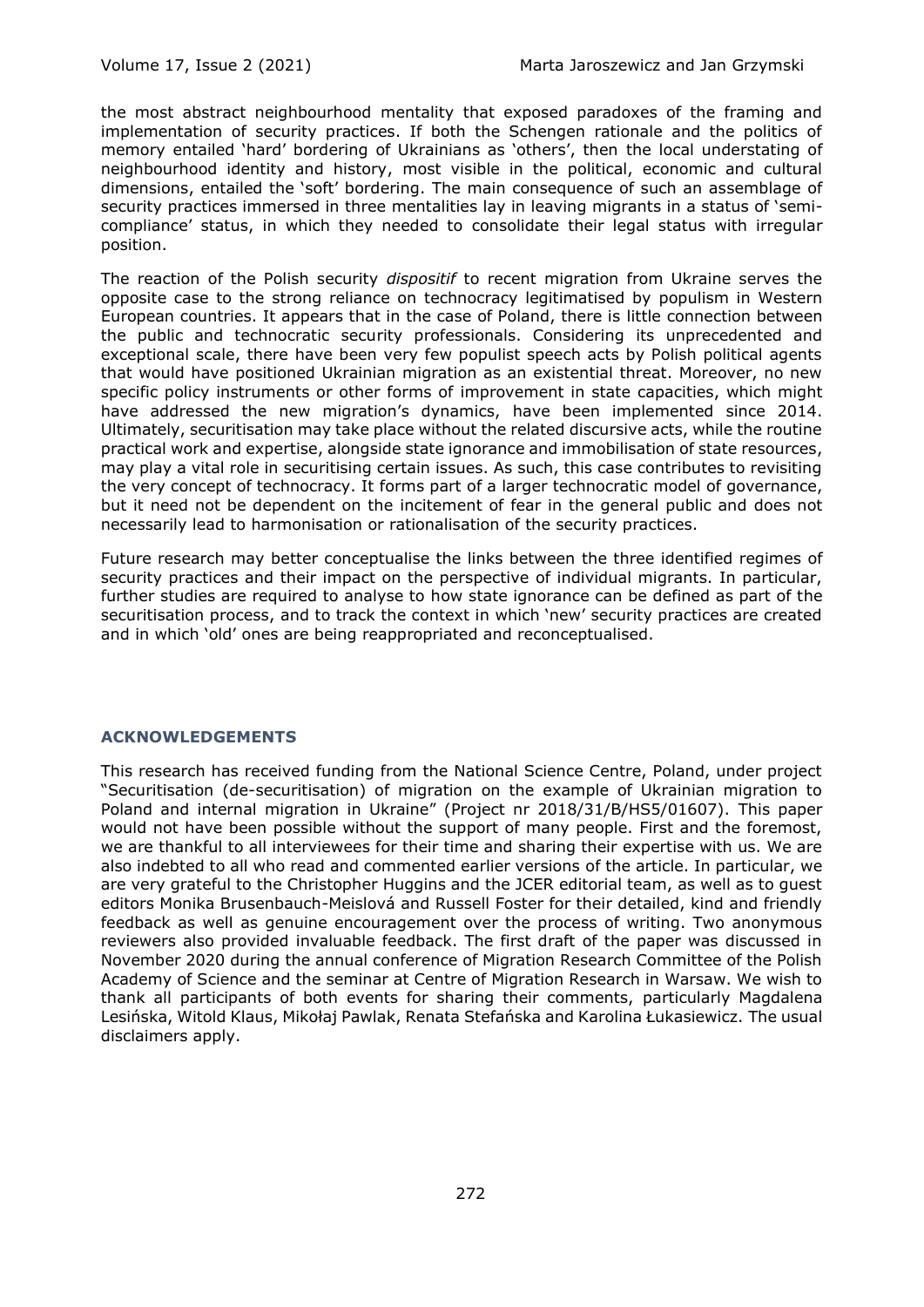the most abstract neighbourhood mentality that exposed paradoxes of the framing and implementation of security practices. If both the Schengen rationale and the politics of memory entailed 'hard' bordering of Ukrainians as 'others', then the local understating of neighbourhood identity and history, most visible in the political, economic and cultural dimensions, entailed the 'soft' bordering. The main consequence of such an assemblage of security practices immersed in three mentalities lay in leaving migrants in a status of 'semi-compliance' status, in which they needed to consolidate their legal status with irregular position.

The reaction of the Polish security *dispositif* to recent migration from Ukraine serves the opposite case to the strong reliance on technocracy legitimatised by populism in Western European countries. It appears that in the case of Poland, there is little connection between the public and technocratic security professionals. Considering its unprecedented and exceptional scale, there have been very few populist speech acts by Polish political agents that would have positioned Ukrainian migration as an existential threat. Moreover, no new specific policy instruments or other forms of improvement in state capacities, which might have addressed the new migration's dynamics, have been implemented since 2014. Ultimately, securitisation may take place without the related discursive acts, while the routine practical work and expertise, alongside state ignorance and immobilisation of state resources, may play a vital role in securitising certain issues. As such, this case contributes to revisiting the very concept of technocracy. It forms part of a larger technocratic model of governance, but it need not be dependent on the incitement of fear in the general public and does not necessarily lead to harmonisation or rationalisation of the security practices.

Future research may better conceptualise the links between the three identified regimes of security practices and their impact on the perspective of individual migrants. In particular, further studies are required to analyse to how state ignorance can be defined as part of the securitisation process, and to track the context in which 'new' security practices are created and in which 'old' ones are being reappropriated and reconceptualised.

## ACKNOWLEDGEMENTS

This research has received funding from the National Science Centre, Poland, under project "Securitisation (de-securitisation) of migration on the example of Ukrainian migration to Poland and internal migration in Ukraine" (Project nr 2018/31/B/HS5/01607). This paper would not have been possible without the support of many people. First and the foremost, we are thankful to all interviewees for their time and sharing their expertise with us. We are also indebted to all who read and commented earlier versions of the article. In particular, we are very grateful to the Christopher Huggins and the JCER editorial team, as well as to guest editors Monika Brusenbauch-Meislová and Russell Foster for their detailed, kind and friendly feedback as well as genuine encouragement over the process of writing. Two anonymous reviewers also provided invaluable feedback. The first draft of the paper was discussed in November 2020 during the annual conference of Migration Research Committee of the Polish Academy of Science and the seminar at Centre of Migration Research in Warsaw. We wish to thank all participants of both events for sharing their comments, particularly Magdalena Lesińska, Witold Klaus, Mikołaj Pawlak, Renata Stefańska and Karolina Łukasiewicz. The usual disclaimers apply.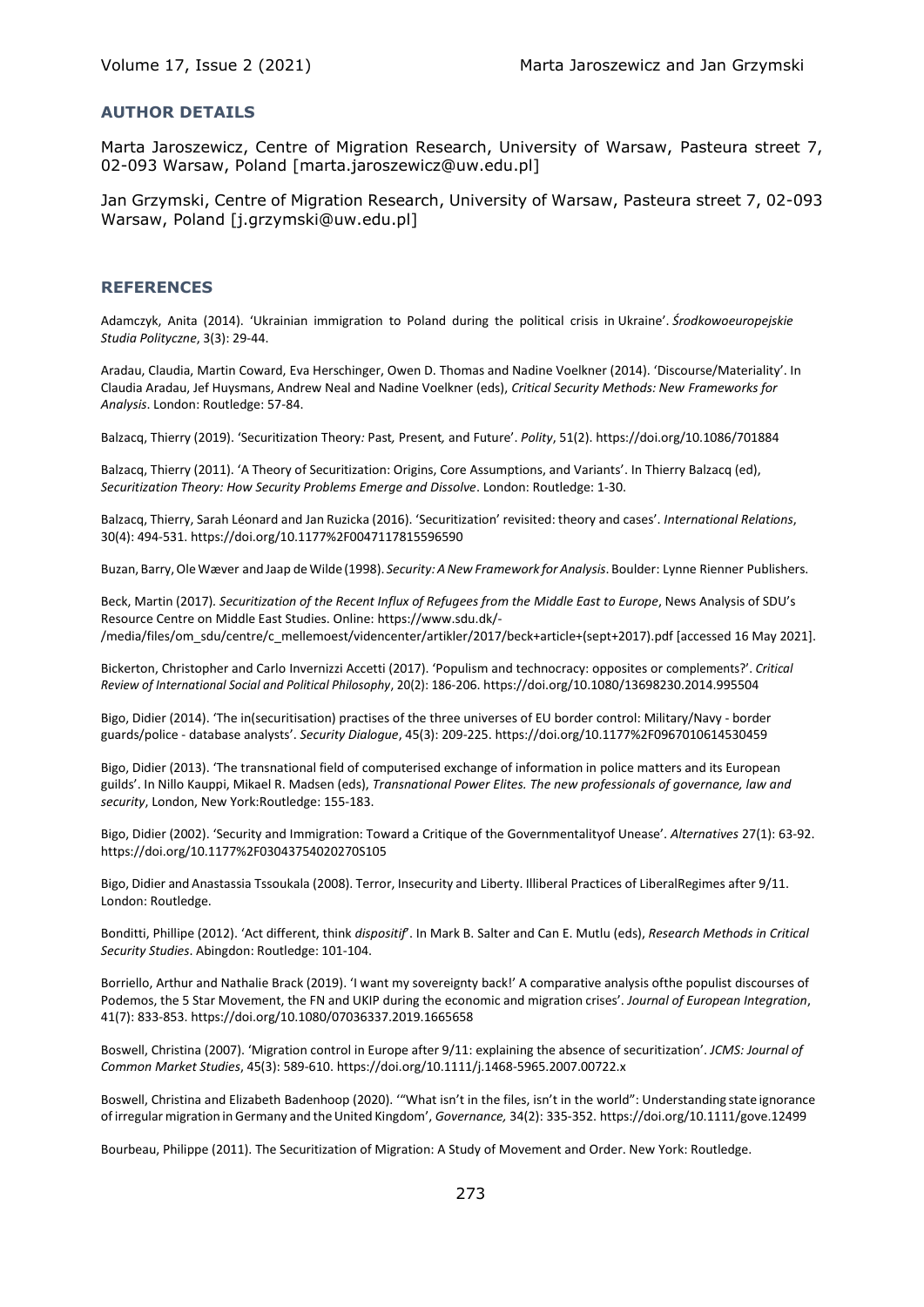## AUTHOR DETAILS

Marta Jaroszewicz, Centre of Migration Research, University of Warsaw, Pasteura street 7, 02-093 Warsaw, Poland [marta.jaroszewicz@uw.edu.pl]

Jan Grzymski, Centre of Migration Research, University of Warsaw, Pasteura street 7, 02-093 Warsaw, Poland [j.grzymski@uw.edu.pl]

## REFERENCES

Adamczyk, Anita (2014). 'Ukrainian immigration to Poland during the political crisis in Ukraine'. *Środkowoeuropejskie Studia Polityczne*, 3(3): 29-44.

Aradau, Claudia, Martin Coward, Eva Herschinger, Owen D. Thomas and Nadine Voelkner (2014). 'Discourse/Materiality'. In Claudia Aradau, Jef Huysmans, Andrew Neal and Nadine Voelkner (eds), *Critical Security Methods: New Frameworks for Analysis*. London: Routledge: 57-84.

Balzacq, Thierry (2019). 'Securitization Theory*:* Past*,* Present*,* and Future'. *Polity*, 51(2). https://doi.org/10.1086/701884

Balzacq, Thierry (2011). 'A Theory of Securitization: Origins, Core Assumptions, and Variants'. In Thierry Balzacq (ed), *Securitization Theory: How Security Problems Emerge and Dissolve*. London: Routledge: 1-30.

Balzacq, Thierry, Sarah Léonard and Jan Ruzicka (2016). 'Securitization' revisited: theory and cases'. *International Relations*, 30(4): 494-531. https://doi.org/10.1177%2F0047117815596590

Buzan, Barry, Ole Wæver and Jaap de Wilde (1998). *Security: A New Framework for Analysis*. Boulder: Lynne Rienner Publishers.

Beck, Martin (2017)*. Securitization of the Recent Influx of Refugees from the Middle East to Europe*, News Analysis of SDU's Resource Centre on Middle East Studies. Online: https://www.sdu.dk/-/media/files/om_sdu/centre/c_mellemoest/videncenter/artikler/2017/beck+article+(sept+2017).pdf [accessed 16 May 2021].

Bickerton, Christopher and Carlo Invernizzi Accetti (2017). 'Populism and technocracy: opposites or complements?'. *Critical Review of International Social and Political Philosophy*, 20(2): 186-206. https://doi.org/10.1080/13698230.2014.995504

Bigo, Didier (2014). 'The in(securitisation) practises of the three universes of EU border control: Military/Navy - border guards/police - database analysts'. *Security Dialogue*, 45(3): 209-225. https://doi.org/10.1177%2F0967010614530459

Bigo, Didier (2013). 'The transnational field of computerised exchange of information in police matters and its European guilds'. In Nillo Kauppi, Mikael R. Madsen (eds), *Transnational Power Elites. The new professionals of governance, law and security*, London, New York:Routledge: 155-183.

Bigo, Didier (2002). 'Security and Immigration: Toward a Critique of the Governmentalityof Unease'. *Alternatives* 27(1): 63-92. https://doi.org/10.1177%2F03043754020270S105

Bigo, Didier and Anastassia Tsoukala (2008). Terror, Insecurity and Liberty. Illiberal Practices of LiberalRegimes after 9/11. London: Routledge.

Bonditti, Phillipe (2012). 'Act different, think *dispositif*'. In Mark B. Salter and Can E. Mutlu (eds), *Research Methods in Critical Security Studies*. Abingdon: Routledge: 101-104.

Borriello, Arthur and Nathalie Brack (2019). 'I want my sovereignty back!' A comparative analysis ofthe populist discourses of Podemos, the 5 Star Movement, the FN and UKIP during the economic and migration crises'. *Journal of European Integration*, 41(7): 833-853. https://doi.org/10.1080/07036337.2019.1665658

Boswell, Christina (2007). 'Migration control in Europe after 9/11: explaining the absence of securitization'. *JCMS: Journal of Common Market Studies*, 45(3): 589-610. https://doi.org/10.1111/j.1468-5965.2007.00722.x

Boswell, Christina and Elizabeth Badenhoop (2020). '"What isn't in the files, isn't in the world": Understanding state ignorance of irregular migration in Germany and the United Kingdom', *Governance,* 34(2): 335-352. https://doi.org/10.1111/gove.12499

Bourbeau, Philippe (2011). The Securitization of Migration: A Study of Movement and Order. New York: Routledge.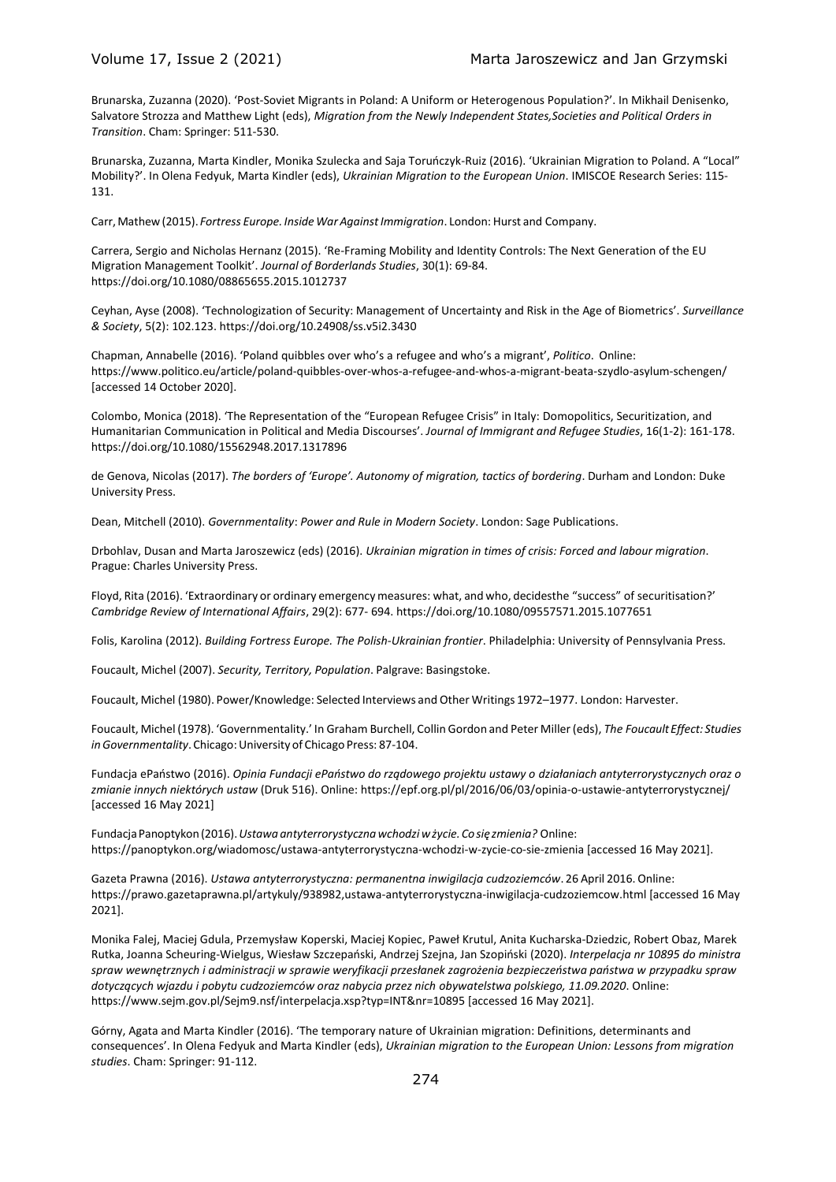Brunarska, Zuzanna (2020). 'Post-Soviet Migrants in Poland: A Uniform or Heterogenous Population?'. In Mikhail Denisenko, Salvatore Strozza and Matthew Light (eds), *Migration from the Newly Independent States,Societies and Political Orders in Transition*. Cham: Springer: 511-530.

Brunarska, Zuzanna, Marta Kindler, Monika Szulecka and Saja Toruńczyk-Ruiz (2016). 'Ukrainian Migration to Poland. A "Local" Mobility?'. In Olena Fedyuk, Marta Kindler (eds), *Ukrainian Migration to the European Union*. IMISCOE Research Series: 115-131.

Carr, Mathew (2015). *Fortress Europe. Inside War Against Immigration*. London: Hurst and Company.

Carrera, Sergio and Nicholas Hernanz (2015). 'Re-Framing Mobility and Identity Controls: The Next Generation of the EU Migration Management Toolkit'. *Journal of Borderlands Studies*, 30(1): 69-84. https://doi.org/10.1080/08865655.2015.1012737

Ceyhan, Ayse (2008). 'Technologization of Security: Management of Uncertainty and Risk in the Age of Biometrics'. *Surveillance & Society*, 5(2): 102.123. https://doi.org/10.24908/ss.v5i2.3430

Chapman, Annabelle (2016). 'Poland quibbles over who's a refugee and who's a migrant', *Politico*. Online: https://www.politico.eu/article/poland-quibbles-over-whos-a-refugee-and-whos-a-migrant-beata-szydlo-asylum-schengen/ [accessed 14 October 2020].

Colombo, Monica (2018). 'The Representation of the "European Refugee Crisis" in Italy: Domopolitics, Securitization, and Humanitarian Communication in Political and Media Discourses'. *Journal of Immigrant and Refugee Studies*, 16(1-2): 161-178. https://doi.org/10.1080/15562948.2017.1317896

de Genova, Nicolas (2017). *The borders of 'Europe'. Autonomy of migration, tactics of bordering*. Durham and London: Duke University Press.

Dean, Mitchell (2010). *Governmentality*: *Power and Rule in Modern Society*. London: Sage Publications.

Drbohlav, Dusan and Marta Jaroszewicz (eds) (2016). *Ukrainian migration in times of crisis: Forced and labour migration*. Prague: Charles University Press.

Floyd, Rita (2016). 'Extraordinary or ordinary emergency measures: what, and who, decidesthe "success" of securitisation?' *Cambridge Review of International Affairs*, 29(2): 677- 694. https://doi.org/10.1080/09557571.2015.1077651

Folis, Karolina (2012). *Building Fortress Europe. The Polish-Ukrainian frontier*. Philadelphia: University of Pennsylvania Press.

Foucault, Michel (2007). *Security, Territory, Population*. Palgrave: Basingstoke.

Foucault, Michel (1980). Power/Knowledge: Selected Interviews and Other Writings 1972–1977. London: Harvester.

Foucault, Michel (1978). 'Governmentality.' In Graham Burchell, Collin Gordon and Peter Miller (eds), *The Foucault Effect: Studies in Governmentality*. Chicago: University of Chicago Press: 87-104.

Fundacja ePaństwo (2016). *Opinia Fundacji ePaństwo do rządowego projektu ustawy o działaniach antyterrorystycznych oraz o zmianie innych niektórych ustaw* (Druk 516). Online: https://epf.org.pl/pl/2016/06/03/opinia-o-ustawie-antyterrorystycznej/ [accessed 16 May 2021]

Fundacja Panoptykon (2016). *Ustawa antyterrorystyczna wchodzi w życie. Co się zmienia?* Online: https://panoptykon.org/wiadomosc/ustawa-antyterrorystyczna-wchodzi-w-zycie-co-sie-zmienia [accessed 16 May 2021].

Gazeta Prawna (2016). *Ustawa antyterrorystyczna: permanentna inwigilacja cudzoziemców*. 26 April 2016. Online: https://prawo.gazetaprawna.pl/artykuly/938982,ustawa-antyterrorystyczna-inwigilacja-cudzoziemcow.html [accessed 16 May 2021].

Monika Falej, Maciej Gdula, Przemysław Koperski, Maciej Kopiec, Paweł Krutul, Anita Kucharska-Dziedzic, Robert Obaz, Marek Rutka, Joanna Scheuring-Wielgus, Wiesław Szczepański, Andrzej Szejna, Jan Szopiński (2020). *Interpelacja nr 10895 do ministra spraw wewnętrznych i administracji w sprawie weryfikacji przesłanek zagrożenia bezpieczeństwa państwa w przypadku spraw dotyczących wjazdu i pobytu cudzoziemców oraz nabycia przez nich obywatelstwa polskiego, 11.09.2020*. Online: https://www.sejm.gov.pl/Sejm9.nsf/interpelacja.xsp?typ=INT&nr=10895 [accessed 16 May 2021].

Górny, Agata and Marta Kindler (2016). 'The temporary nature of Ukrainian migration: Definitions, determinants and consequences'. In Olena Fedyuk and Marta Kindler (eds), *Ukrainian migration to the European Union: Lessons from migration studies*. Cham: Springer: 91-112.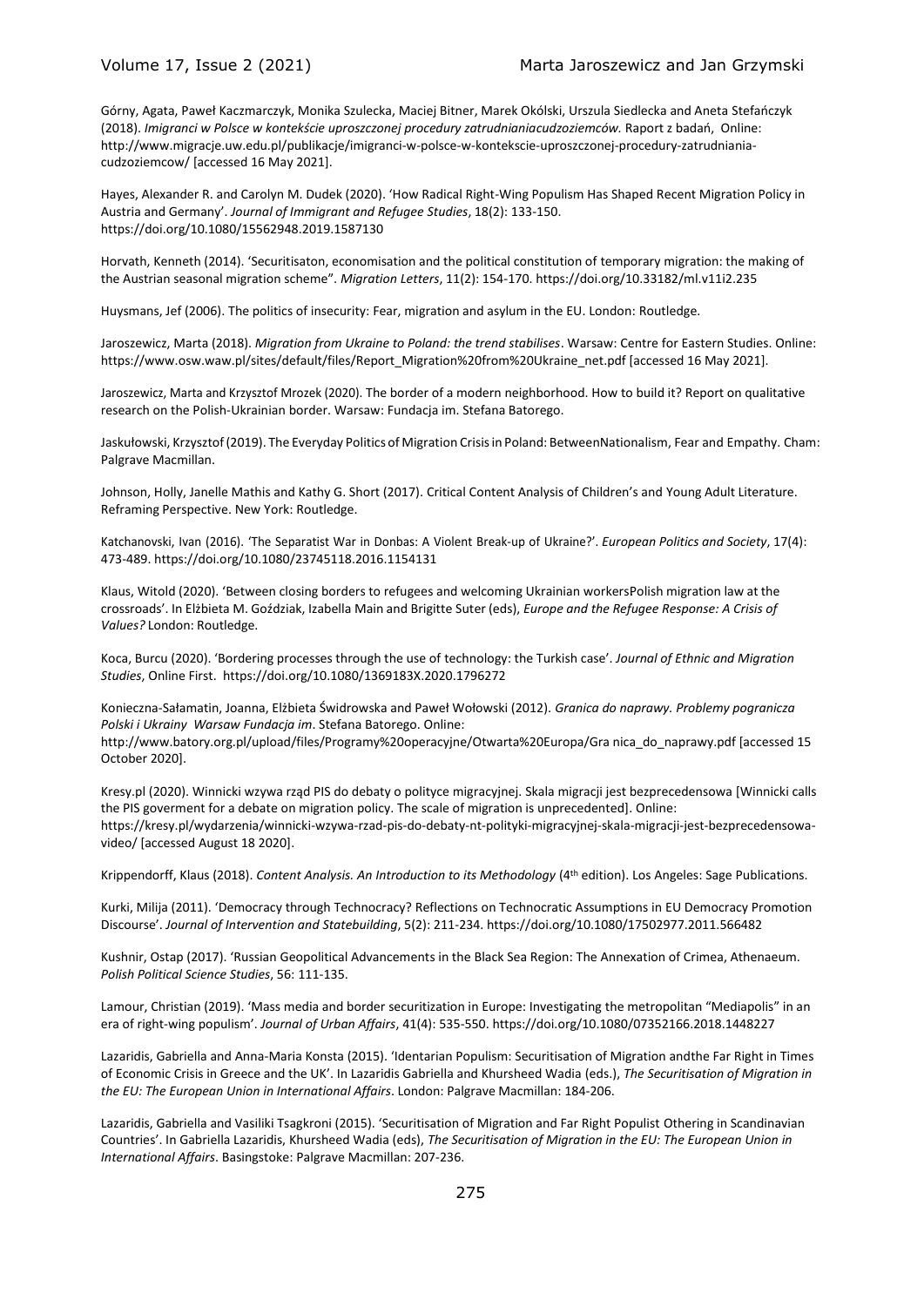Górny, Agata, Paweł Kaczmarczyk, Monika Szulecka, Maciej Bitner, Marek Okólski, Urszula Siedlecka and Aneta Stefańczyk (2018). *Imigranci w Polsce w kontekście uproszczonej procedury zatrudnianiacudzoziemców.* Raport z badań, Online: http://www.migracje.uw.edu.pl/publikacje/imigranci-w-polsce-w-kontekscie-uproszczonej-procedury-zatrudniania-cudzoziemcow/ [accessed 16 May 2021].

Hayes, Alexander R. and Carolyn M. Dudek (2020). 'How Radical Right-Wing Populism Has Shaped Recent Migration Policy in Austria and Germany'. *Journal of Immigrant and Refugee Studies*, 18(2): 133-150. https://doi.org/10.1080/15562948.2019.1587130

Horvath, Kenneth (2014). 'Securitisaton, economisation and the political constitution of temporary migration: the making of the Austrian seasonal migration scheme". *Migration Letters*, 11(2): 154-170. https://doi.org/10.33182/ml.v11i2.235

Huysmans, Jef (2006). The politics of insecurity: Fear, migration and asylum in the EU. London: Routledge.

Jaroszewicz, Marta (2018). *Migration from Ukraine to Poland: the trend stabilises*. Warsaw: Centre for Eastern Studies. Online: https://www.osw.waw.pl/sites/default/files/Report_Migration%20from%20Ukraine_net.pdf [accessed 16 May 2021].

Jaroszewicz, Marta and Krzysztof Mrozek (2020). The border of a modern neighborhood. How to build it? Report on qualitative research on the Polish-Ukrainian border. Warsaw: Fundacja im. Stefana Batorego.

Jaskułowski, Krzysztof (2019). The Everyday Politics of Migration Crisis in Poland: BetweenNationalism, Fear and Empathy. Cham: Palgrave Macmillan.

Johnson, Holly, Janelle Mathis and Kathy G. Short (2017). Critical Content Analysis of Children's and Young Adult Literature. Reframing Perspective. New York: Routledge.

Katchanovski, Ivan (2016). 'The Separatist War in Donbas: A Violent Break-up of Ukraine?'. *European Politics and Society*, 17(4): 473-489. https://doi.org/10.1080/23745118.2016.1154131

Klaus, Witold (2020). 'Between closing borders to refugees and welcoming Ukrainian workersPolish migration law at the crossroads'. In Elżbieta M. Goździak, Izabella Main and Brigitte Suter (eds), *Europe and the Refugee Response: A Crisis of Values?* London: Routledge.

Koca, Burcu (2020). 'Bordering processes through the use of technology: the Turkish case'. *Journal of Ethnic and Migration Studies*, Online First. https://doi.org/10.1080/1369183X.2020.1796272

Konieczna-Sałamatin, Joanna, Elżbieta Świdrowska and Paweł Wołowski (2012). *Granica do naprawy. Problemy pogranicza Polski i Ukrainy Warsaw Fundacja im*. Stefana Batorego. Online: http://www.batory.org.pl/upload/files/Programy%20operacyjne/Otwarta%20Europa/Gra nica_do_naprawy.pdf [accessed 15 October 2020].

Kresy.pl (2020). Winnicki wzywa rząd PIS do debaty o polityce migracyjnej. Skala migracji jest bezprecedensowa [Winnicki calls the PIS goverment for a debate on migration policy. The scale of migration is unprecedented]. Online: https://kresy.pl/wydarzenia/winnicki-wzywa-rzad-pis-do-debaty-nt-polityki-migracyjnej-skala-migracji-jest-bezprecedensowa-video/ [accessed August 18 2020].

Krippendorff, Klaus (2018). *Content Analysis. An Introduction to its Methodology* (4th edition). Los Angeles: Sage Publications.

Kurki, Milija (2011). 'Democracy through Technocracy? Reflections on Technocratic Assumptions in EU Democracy Promotion Discourse'. *Journal of Intervention and Statebuilding*, 5(2): 211-234. https://doi.org/10.1080/17502977.2011.566482

Kushnir, Ostap (2017). 'Russian Geopolitical Advancements in the Black Sea Region: The Annexation of Crimea, Athenaeum. *Polish Political Science Studies*, 56: 111-135.

Lamour, Christian (2019). 'Mass media and border securitization in Europe: Investigating the metropolitan "Mediapolis" in an era of right-wing populism'. *Journal of Urban Affairs*, 41(4): 535-550. https://doi.org/10.1080/07352166.2018.1448227

Lazaridis, Gabriella and Anna-Maria Konsta (2015). 'Identarian Populism: Securitisation of Migration andthe Far Right in Times of Economic Crisis in Greece and the UK'. In Lazaridis Gabriella and Khursheed Wadia (eds.), *The Securitisation of Migration in the EU: The European Union in International Affairs*. London: Palgrave Macmillan: 184-206.

Lazaridis, Gabriella and Vasiliki Tsagkroni (2015). 'Securitisation of Migration and Far Right Populist Othering in Scandinavian Countries'. In Gabriella Lazaridis, Khursheed Wadia (eds), *The Securitisation of Migration in the EU: The European Union in International Affairs*. Basingstoke: Palgrave Macmillan: 207-236.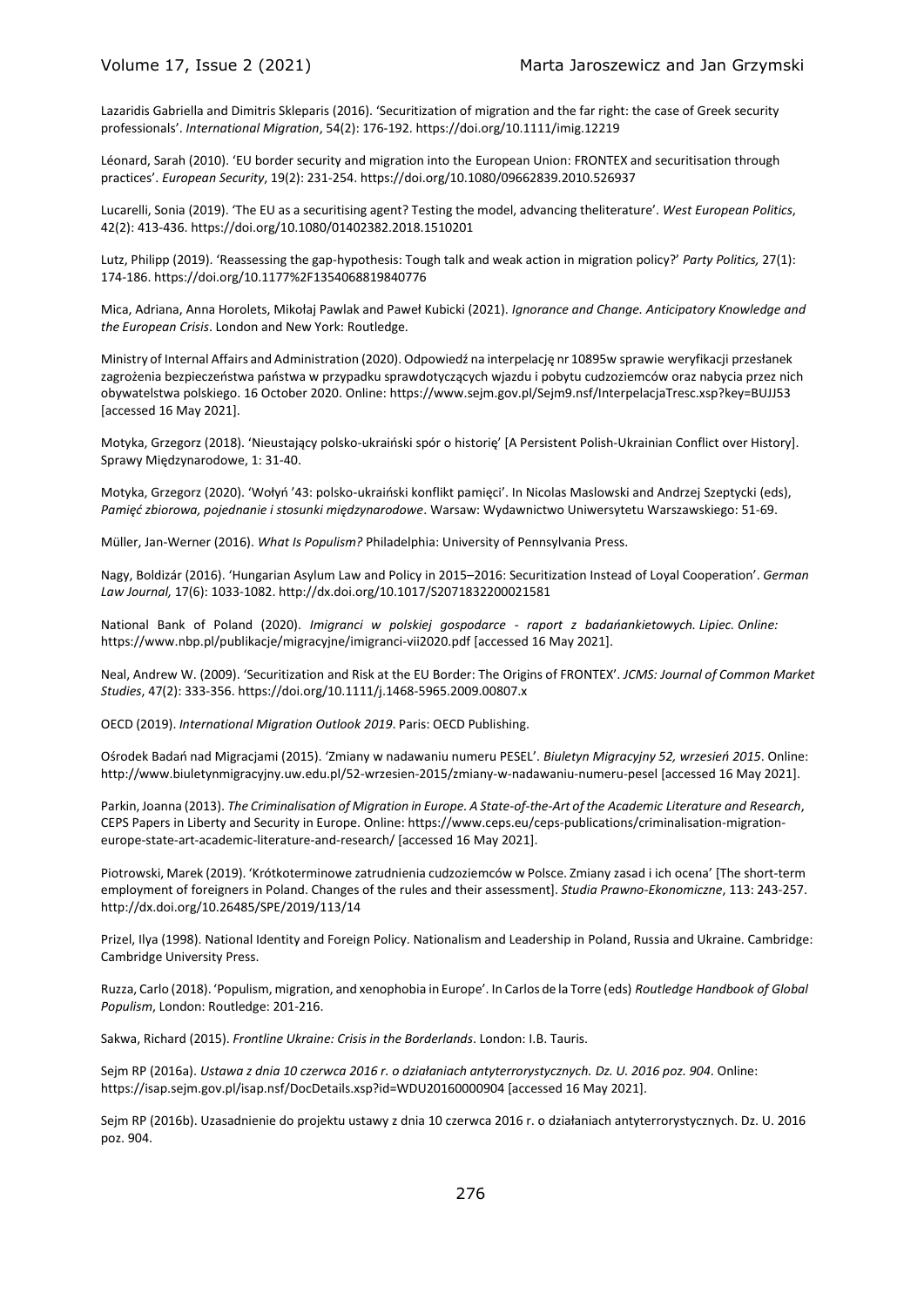Lazaridis Gabriella and Dimitris Skleparis (2016). 'Securitization of migration and the far right: the case of Greek security professionals'. *International Migration*, 54(2): 176-192. https://doi.org/10.1111/imig.12219

Léonard, Sarah (2010). 'EU border security and migration into the European Union: FRONTEX and securitisation through practices'. *European Security*, 19(2): 231-254. https://doi.org/10.1080/09662839.2010.526937

Lucarelli, Sonia (2019). 'The EU as a securitising agent? Testing the model, advancing theliterature'. *West European Politics*, 42(2): 413-436. https://doi.org/10.1080/01402382.2018.1510201

Lutz, Philipp (2019). 'Reassessing the gap-hypothesis: Tough talk and weak action in migration policy?' *Party Politics,* 27(1): 174-186. https://doi.org/10.1177%2F1354068819840776

Mica, Adriana, Anna Horolets, Mikołaj Pawlak and Paweł Kubicki (2021). *Ignorance and Change. Anticipatory Knowledge and the European Crisis*. London and New York: Routledge.

Ministry of Internal Affairs and Administration (2020). Odpowiedź na interpelację nr 10895w sprawie weryfikacji przesłanek zagrożenia bezpieczeństwa państwa w przypadku sprawdotyczących wjazdu i pobytu cudzoziemców oraz nabycia przez nich obywatelstwa polskiego. 16 October 2020. Online: https://www.sejm.gov.pl/Sejm9.nsf/InterpelacjaTresc.xsp?key=BUJJ53 [accessed 16 May 2021].

Motyka, Grzegorz (2018). 'Nieustający polsko-ukraiński spór o historię' [A Persistent Polish-Ukrainian Conflict over History]. Sprawy Międzynarodowe, 1: 31-40.

Motyka, Grzegorz (2020). 'Wołyń '43: polsko-ukraiński konflikt pamięci'. In Nicolas Maslowski and Andrzej Szeptycki (eds), *Pamięć zbiorowa, pojednanie i stosunki międzynarodowe*. Warsaw: Wydawnictwo Uniwersytetu Warszawskiego: 51-69.

Müller, Jan-Werner (2016). *What Is Populism?* Philadelphia: University of Pennsylvania Press.

Nagy, Boldizár (2016). 'Hungarian Asylum Law and Policy in 2015–2016: Securitization Instead of Loyal Cooperation'. *German Law Journal,* 17(6): 1033-1082. http://dx.doi.org/10.1017/S2071832200021581

National Bank of Poland (2020). *Imigranci w polskiej gospodarce - raport z badańankietowych. Lipiec. Online:* https://www.nbp.pl/publikacje/migracyjne/imigranci-vii2020.pdf [accessed 16 May 2021].

Neal, Andrew W. (2009). 'Securitization and Risk at the EU Border: The Origins of FRONTEX'. *JCMS: Journal of Common Market Studies*, 47(2): 333-356. https://doi.org/10.1111/j.1468-5965.2009.00807.x

OECD (2019). *International Migration Outlook 2019*. Paris: OECD Publishing.

Ośrodek Badań nad Migracjami (2015). 'Zmiany w nadawaniu numeru PESEL'. *Biuletyn Migracyjny 52, wrzesień 2015*. Online: http://www.biuletynmigracyjny.uw.edu.pl/52-wrzesien-2015/zmiany-w-nadawaniu-numeru-pesel [accessed 16 May 2021].

Parkin, Joanna (2013). *The Criminalisation of Migration in Europe. A State-of-the-Art of the Academic Literature and Research*, CEPS Papers in Liberty and Security in Europe. Online: https://www.ceps.eu/ceps-publications/criminalisation-migration-europe-state-art-academic-literature-and-research/ [accessed 16 May 2021].

Piotrowski, Marek (2019). 'Krótkoterminowe zatrudnienia cudzoziemców w Polsce. Zmiany zasad i ich ocena' [The short-term employment of foreigners in Poland. Changes of the rules and their assessment]. *Studia Prawno-Ekonomiczne*, 113: 243-257. http://dx.doi.org/10.26485/SPE/2019/113/14

Prizel, Ilya (1998). National Identity and Foreign Policy. Nationalism and Leadership in Poland, Russia and Ukraine. Cambridge: Cambridge University Press.

Ruzza, Carlo (2018). 'Populism, migration, and xenophobia in Europe'. In Carlos de la Torre (eds) *Routledge Handbook of Global Populism*, London: Routledge: 201-216.

Sakwa, Richard (2015). *Frontline Ukraine: Crisis in the Borderlands*. London: I.B. Tauris.

Sejm RP (2016a). *Ustawa z dnia 10 czerwca 2016 r. o działaniach antyterrorystycznych. Dz. U. 2016 poz. 904*. Online: https://isap.sejm.gov.pl/isap.nsf/DocDetails.xsp?id=WDU20160000904 [accessed 16 May 2021].

Sejm RP (2016b). Uzasadnienie do projektu ustawy z dnia 10 czerwca 2016 r. o działaniach antyterrorystycznych. Dz. U. 2016 poz. 904.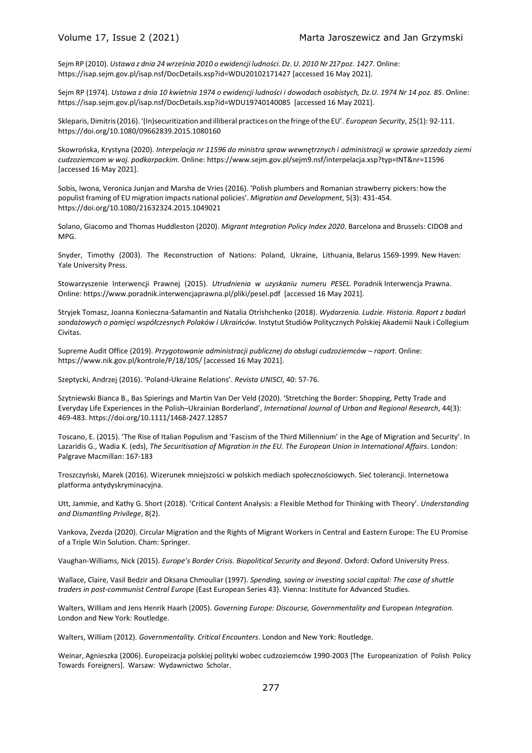Sejm RP (2010). *Ustawa z dnia 24 września 2010 o ewidencji ludności. Dz. U. 2010 Nr 217 poz. 1427*. Online: https://isap.sejm.gov.pl/isap.nsf/DocDetails.xsp?id=WDU20102171427 [accessed 16 May 2021].

Sejm RP (1974). *Ustawa z dnia 10 kwietnia 1974 o ewidencji ludności i dowodach osobistych, Dz.U. 1974 Nr 14 poz. 85*. Online: https://isap.sejm.gov.pl/isap.nsf/DocDetails.xsp?id=WDU19740140085 [accessed 16 May 2021].

Skleparis, Dimitris (2016). '(In)securitization and illiberal practices on the fringe of the EU'. *European Security*, 25(1): 92-111. https://doi.org/10.1080/09662839.2015.1080160

Skowrońska, Krystyna (2020). *Interpelacja nr 11596 do ministra spraw wewnętrznych i administracji w sprawie sprzedaży ziemi cudzoziemcom w woj. podkarpackim*. Online: https://www.sejm.gov.pl/sejm9.nsf/interpelacja.xsp?typ=INT&nr=11596 [accessed 16 May 2021].

Sobis, Iwona, Veronica Junjan and Marsha de Vries (2016). 'Polish plumbers and Romanian strawberry pickers: how the populist framing of EU migration impacts national policies'. *Migration and Development*, 5(3): 431-454. https://doi.org/10.1080/21632324.2015.1049021

Solano, Giacomo and Thomas Huddleston (2020). *Migrant Integration Policy Index 2020*. Barcelona and Brussels: CIDOB and MPG.

Snyder, Timothy (2003). The Reconstruction of Nations: Poland, Ukraine, Lithuania, Belarus 1569-1999. New Haven: Yale University Press.

Stowarzyszenie Interwencji Prawnej (2015). *Utrudnienia w uzyskaniu numeru PESEL*. Poradnik Interwencja Prawna. Online: https://www.poradnik.interwencjaprawna.pl/pliki/pesel.pdf [accessed 16 May 2021].

Stryjek Tomasz, Joanna Konieczna-Sałamantin and Natalia Otrishchenko (2018). *Wydarzenia. Ludzie. Historia. Raport z badań sondażowych o pamięci współczesnych Polaków i Ukraińców*. Instytut Studiów Politycznych Polskiej Akademii Nauk i Collegium Civitas.

Supreme Audit Office (2019). *Przygotowanie administracji publicznej do obsługi cudzoziemców – raport*. Online: https://www.nik.gov.pl/kontrole/P/18/105/ [accessed 16 May 2021].

Szeptycki, Andrzej (2016). 'Poland-Ukraine Relations'. *Revista UNISCI*, 40: 57-76.

Szytniewski Bianca B., Bas Spierings and Martin Van Der Veld (2020). 'Stretching the Border: Shopping, Petty Trade and Everyday Life Experiences in the Polish–Ukrainian Borderland', *International Journal of Urban and Regional Research*, 44(3): 469-483. https://doi.org/10.1111/1468-2427.12857

Toscano, E. (2015). 'The Rise of Italian Populism and 'Fascism of the Third Millennium' in the Age of Migration and Security'. In Lazaridis G., Wadia K. (eds), *The Securitisation of Migration in the EU. The European Union in International Affairs*. London: Palgrave Macmillan: 167-183

Troszczyński, Marek (2016). Wizerunek mniejszości w polskich mediach społecznościowych. Sieć tolerancji. Internetowa platforma antydyskryminacyjna.

Utt, Jammie, and Kathy G. Short (2018). 'Critical Content Analysis: a Flexible Method for Thinking with Theory'. *Understanding and Dismantling Privilege*, 8(2).

Vankova, Zvezda (2020). Circular Migration and the Rights of Migrant Workers in Central and Eastern Europe: The EU Promise of a Triple Win Solution. Cham: Springer.

Vaughan-Williams, Nick (2015). *Europe's Border Crisis. Biopolitical Security and Beyond*. Oxford: Oxford University Press.

Wallace, Claire, Vasil Bedzir and Oksana Chmouliar (1997). *Spending, saving or investing social capital: The case of shuttle traders in post-communist Central Europe* (East European Series 43). Vienna: Institute for Advanced Studies.

Walters, William and Jens Henrik Haarh (2005). *Governing Europe: Discourse, Governmentality and* European *Integration.* London and New York: Routledge.

Walters, William (2012). *Governmentality. Critical Encounters*. London and New York: Routledge.

Weinar, Agnieszka (2006). Europeizacja polskiej polityki wobec cudzoziemców 1990-2003 [The Europeanization of Polish Policy Towards Foreigners]. Warsaw: Wydawnictwo Scholar.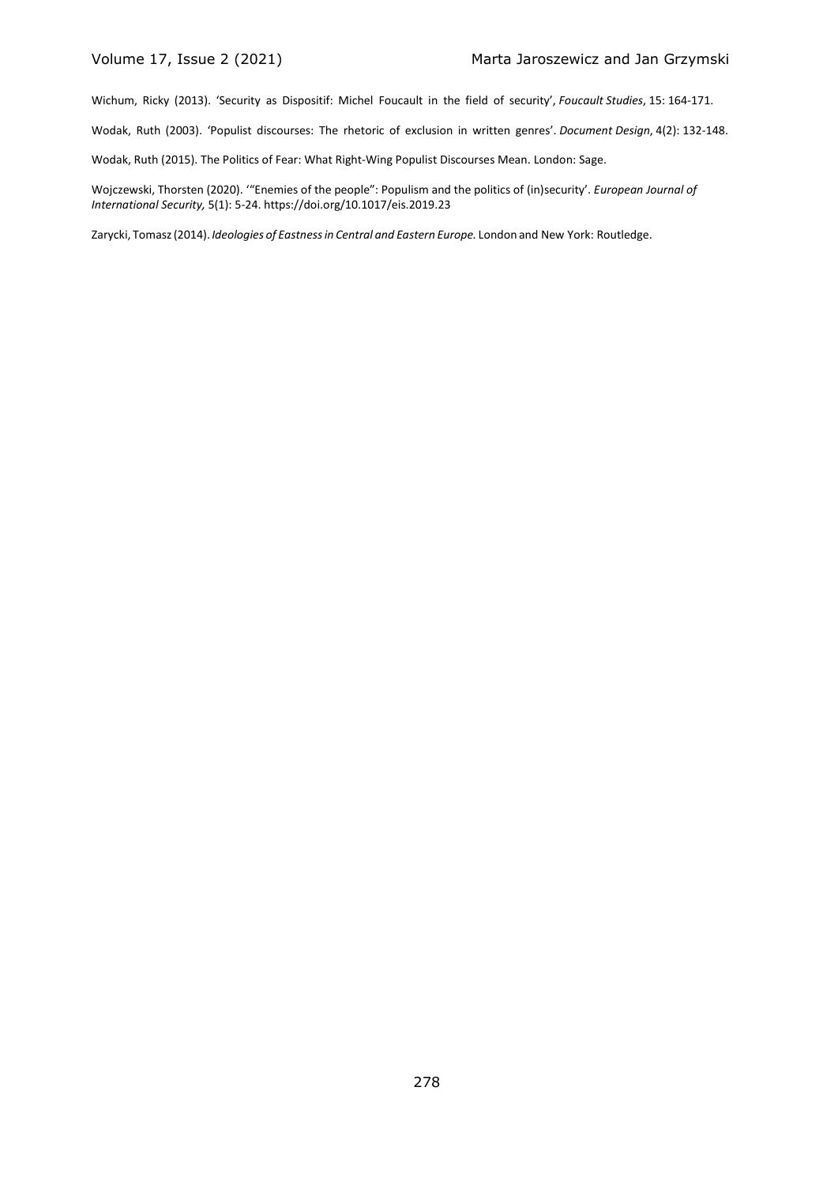Wichum, Ricky (2013). 'Security as Dispositif: Michel Foucault in the field of security', *Foucault Studies*, 15: 164-171.

Wodak, Ruth (2003). 'Populist discourses: The rhetoric of exclusion in written genres'. *Document Design*, 4(2): 132-148.

Wodak, Ruth (2015). The Politics of Fear: What Right-Wing Populist Discourses Mean. London: Sage.

Wojczewski, Thorsten (2020). '"Enemies of the people": Populism and the politics of (in)security'. *European Journal of International Security,* 5(1): 5-24. https://doi.org/10.1017/eis.2019.23

Zarycki, Tomasz (2014). *Ideologies of Eastness in Central and Eastern Europe.* London and New York: Routledge.